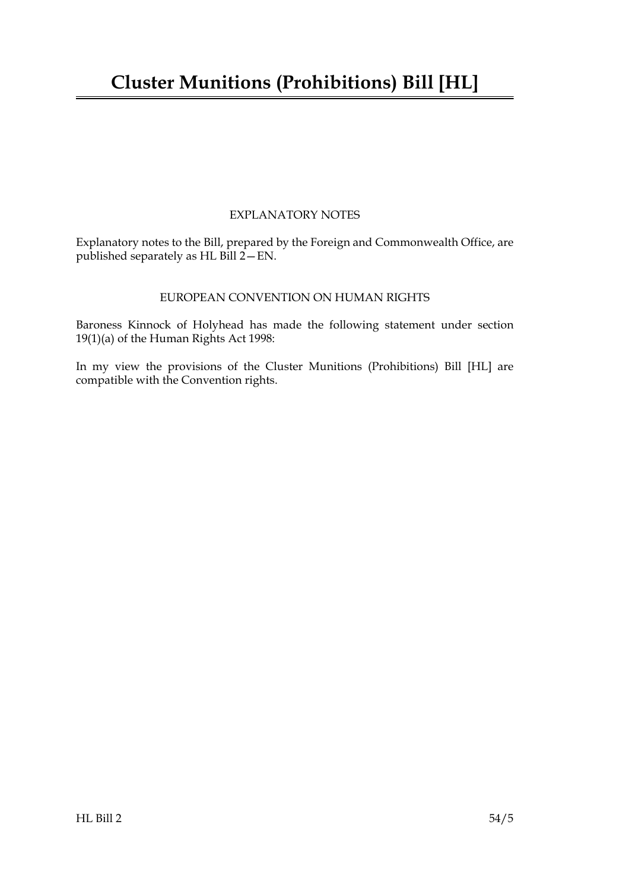# Cluster Munitions (Prohibitions) Bill [HL]

EXPLANATORY NOTES

Explanatory notes to the Bill, prepared by the Foreign and Commonwealth Office, are published separately as HL Bill 2—EN.

EUROPEAN CONVENTION ON HUMAN RIGHTS

Baroness Kinnock of Holyhead has made the following statement under section 19(1)(a) of the Human Rights Act 1998:

In my view the provisions of the Cluster Munitions (Prohibitions) Bill [HL] are compatible with the Convention rights.

HL Bill 2 54/5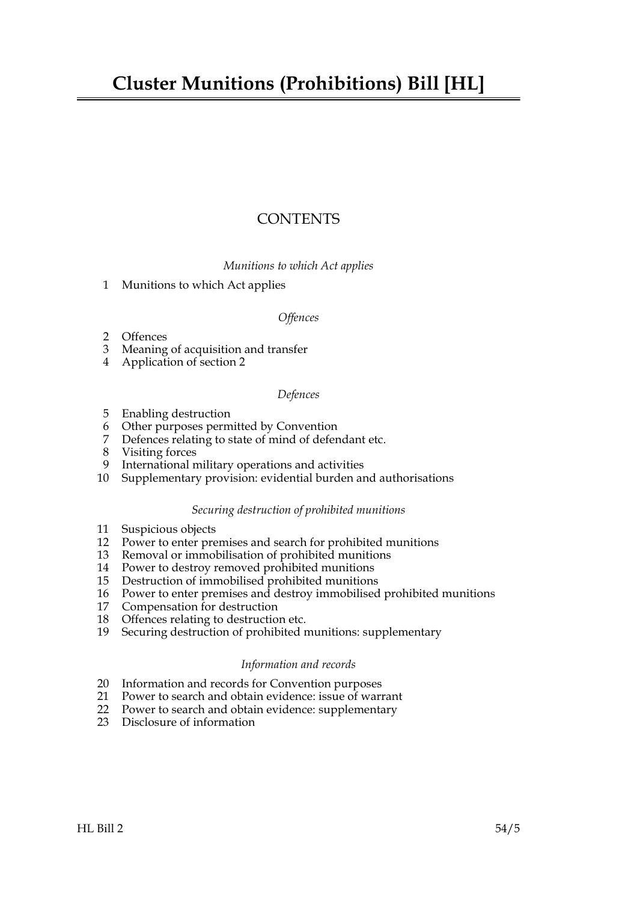# Cluster Munitions (Prohibitions) Bill [HL]

## CONTENTS

*Munitions to which Act applies*

1 Munitions to which Act applies

*Offences*

2 Offences
3 Meaning of acquisition and transfer
4 Application of section 2

*Defences*

5 Enabling destruction
6 Other purposes permitted by Convention
7 Defences relating to state of mind of defendant etc.
8 Visiting forces
9 International military operations and activities
10 Supplementary provision: evidential burden and authorisations

*Securing destruction of prohibited munitions*

11 Suspicious objects
12 Power to enter premises and search for prohibited munitions
13 Removal or immobilisation of prohibited munitions
14 Power to destroy removed prohibited munitions
15 Destruction of immobilised prohibited munitions
16 Power to enter premises and destroy immobilised prohibited munitions
17 Compensation for destruction
18 Offences relating to destruction etc.
19 Securing destruction of prohibited munitions: supplementary

*Information and records*

20 Information and records for Convention purposes
21 Power to search and obtain evidence: issue of warrant
22 Power to search and obtain evidence: supplementary
23 Disclosure of information

HL Bill 2 54/5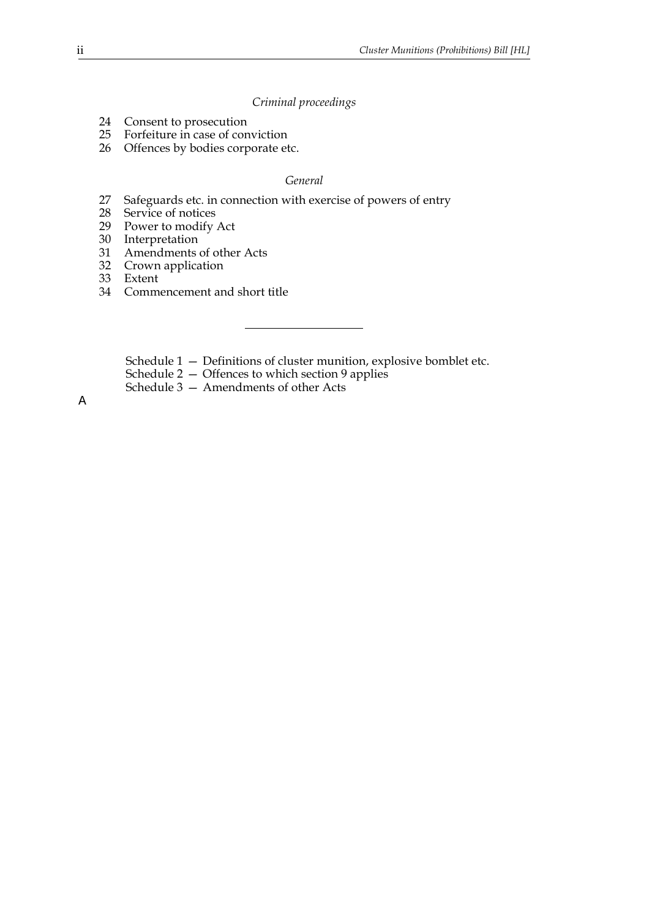*Criminal proceedings*

24 Consent to prosecution
25 Forfeiture in case of conviction
26 Offences by bodies corporate etc.

*General*

27 Safeguards etc. in connection with exercise of powers of entry
28 Service of notices
29 Power to modify Act
30 Interpretation
31 Amendments of other Acts
32 Crown application
33 Extent
34 Commencement and short title

---

Schedule 1 — Definitions of cluster munition, explosive bomblet etc.
Schedule 2 — Offences to which section 9 applies
Schedule 3 — Amendments of other Acts

A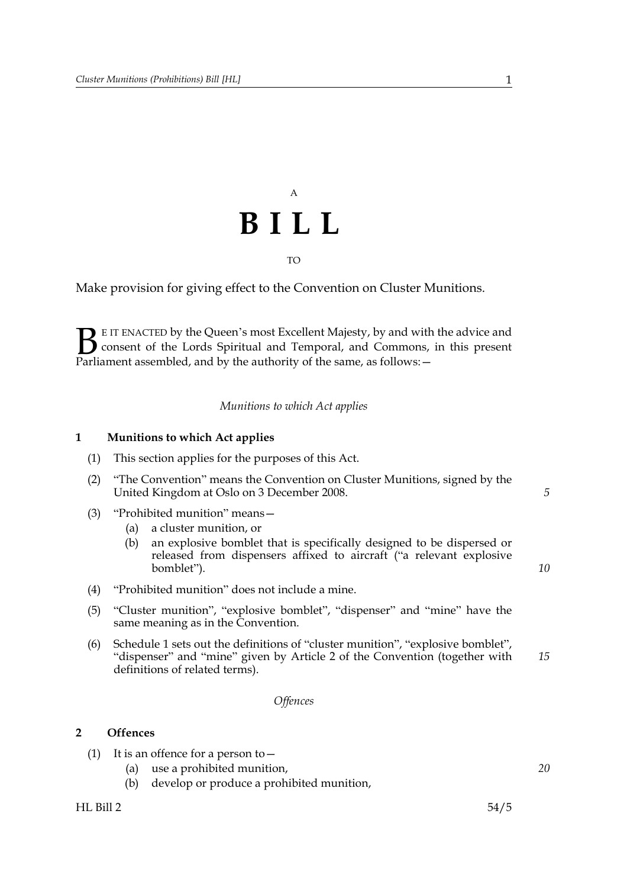A

# B I L L

TO

Make provision for giving effect to the Convention on Cluster Munitions.

BE IT ENACTED by the Queen's most Excellent Majesty, by and with the advice and consent of the Lords Spiritual and Temporal, and Commons, in this present Parliament assembled, and by the authority of the same, as follows:—

*Munitions to which Act applies*

**1 Munitions to which Act applies**

(1) This section applies for the purposes of this Act.

(2) "The Convention" means the Convention on Cluster Munitions, signed by the United Kingdom at Oslo on 3 December 2008.

(3) "Prohibited munition" means—

(a) a cluster munition, or

(b) an explosive bomblet that is specifically designed to be dispersed or released from dispensers affixed to aircraft ("a relevant explosive bomblet").

(4) "Prohibited munition" does not include a mine.

(5) "Cluster munition", "explosive bomblet", "dispenser" and "mine" have the same meaning as in the Convention.

(6) Schedule 1 sets out the definitions of "cluster munition", "explosive bomblet", "dispenser" and "mine" given by Article 2 of the Convention (together with definitions of related terms).

*Offences*

**2 Offences**

(1) It is an offence for a person to—

(a) use a prohibited munition,

(b) develop or produce a prohibited munition,

HL Bill 2 54/5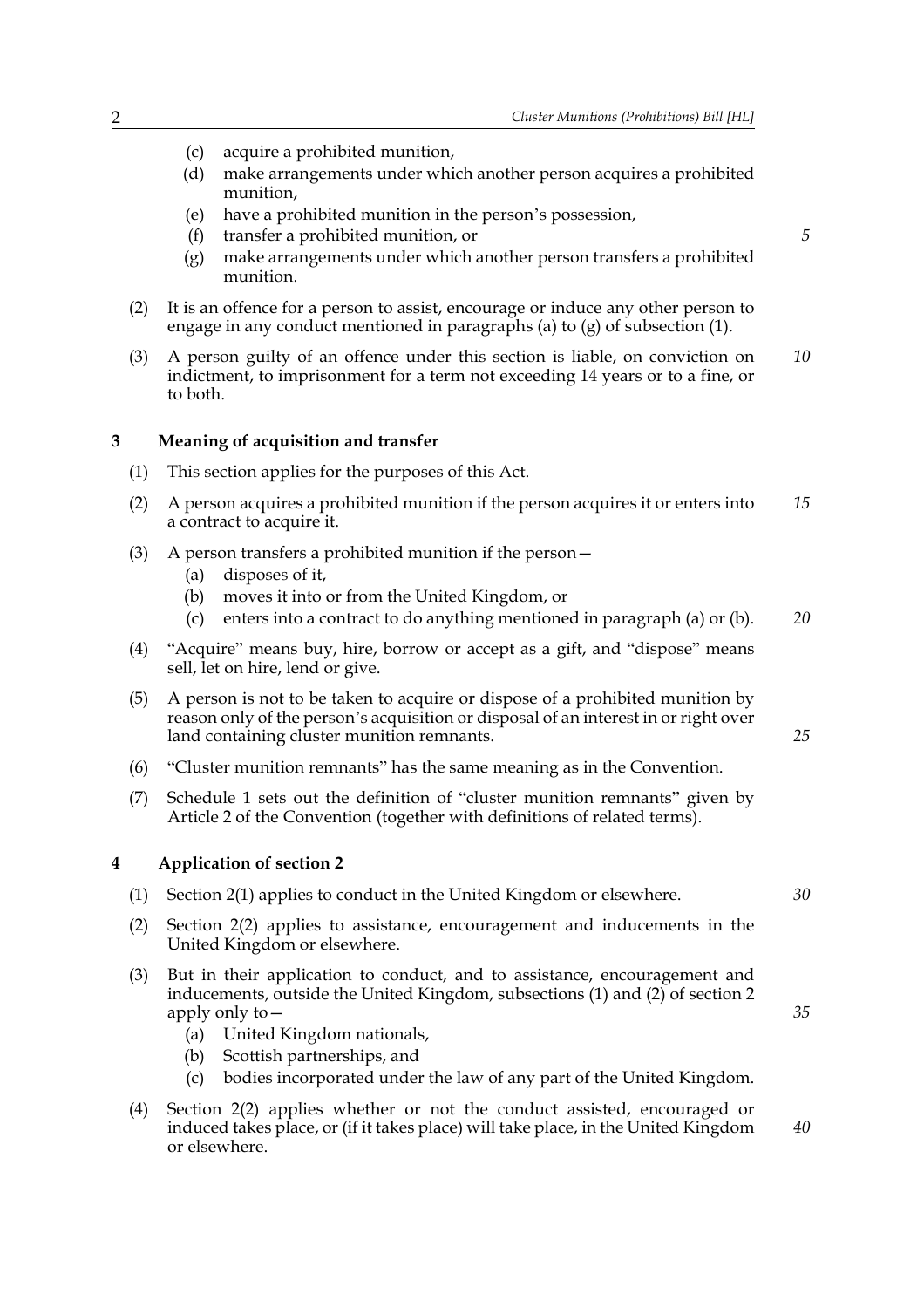(c) acquire a prohibited munition,

(d) make arrangements under which another person acquires a prohibited munition,

(e) have a prohibited munition in the person's possession,

(f) transfer a prohibited munition, or

(g) make arrangements under which another person transfers a prohibited munition.

(2) It is an offence for a person to assist, encourage or induce any other person to engage in any conduct mentioned in paragraphs (a) to (g) of subsection (1).

(3) A person guilty of an offence under this section is liable, on conviction on indictment, to imprisonment for a term not exceeding 14 years or to a fine, or to both.

### 3 Meaning of acquisition and transfer

(1) This section applies for the purposes of this Act.

(2) A person acquires a prohibited munition if the person acquires it or enters into a contract to acquire it.

(3) A person transfers a prohibited munition if the person—

(a) disposes of it,

(b) moves it into or from the United Kingdom, or

(c) enters into a contract to do anything mentioned in paragraph (a) or (b).

(4) "Acquire" means buy, hire, borrow or accept as a gift, and "dispose" means sell, let on hire, lend or give.

(5) A person is not to be taken to acquire or dispose of a prohibited munition by reason only of the person's acquisition or disposal of an interest in or right over land containing cluster munition remnants.

(6) "Cluster munition remnants" has the same meaning as in the Convention.

(7) Schedule 1 sets out the definition of "cluster munition remnants" given by Article 2 of the Convention (together with definitions of related terms).

### 4 Application of section 2

(1) Section 2(1) applies to conduct in the United Kingdom or elsewhere.

(2) Section 2(2) applies to assistance, encouragement and inducements in the United Kingdom or elsewhere.

(3) But in their application to conduct, and to assistance, encouragement and inducements, outside the United Kingdom, subsections (1) and (2) of section 2 apply only to—

(a) United Kingdom nationals,

(b) Scottish partnerships, and

(c) bodies incorporated under the law of any part of the United Kingdom.

(4) Section 2(2) applies whether or not the conduct assisted, encouraged or induced takes place, or (if it takes place) will take place, in the United Kingdom or elsewhere.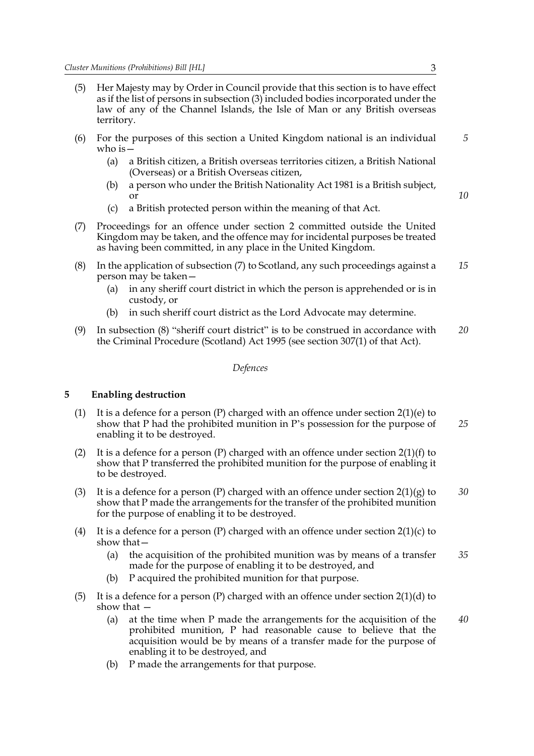(5) Her Majesty may by Order in Council provide that this section is to have effect as if the list of persons in subsection (3) included bodies incorporated under the law of any of the Channel Islands, the Isle of Man or any British overseas territory.

(6) For the purposes of this section a United Kingdom national is an individual who is—

- (a) a British citizen, a British overseas territories citizen, a British National (Overseas) or a British Overseas citizen,
- (b) a person who under the British Nationality Act 1981 is a British subject, or
- (c) a British protected person within the meaning of that Act.

(7) Proceedings for an offence under section 2 committed outside the United Kingdom may be taken, and the offence may for incidental purposes be treated as having been committed, in any place in the United Kingdom.

(8) In the application of subsection (7) to Scotland, any such proceedings against a person may be taken—

- (a) in any sheriff court district in which the person is apprehended or is in custody, or
- (b) in such sheriff court district as the Lord Advocate may determine.

(9) In subsection (8) "sheriff court district" is to be construed in accordance with the Criminal Procedure (Scotland) Act 1995 (see section 307(1) of that Act).

*Defences*

## 5 Enabling destruction

(1) It is a defence for a person (P) charged with an offence under section 2(1)(e) to show that P had the prohibited munition in P's possession for the purpose of enabling it to be destroyed.

(2) It is a defence for a person (P) charged with an offence under section 2(1)(f) to show that P transferred the prohibited munition for the purpose of enabling it to be destroyed.

(3) It is a defence for a person (P) charged with an offence under section 2(1)(g) to show that P made the arrangements for the transfer of the prohibited munition for the purpose of enabling it to be destroyed.

(4) It is a defence for a person (P) charged with an offence under section 2(1)(c) to show that—

- (a) the acquisition of the prohibited munition was by means of a transfer made for the purpose of enabling it to be destroyed, and
- (b) P acquired the prohibited munition for that purpose.

(5) It is a defence for a person (P) charged with an offence under section 2(1)(d) to show that —

- (a) at the time when P made the arrangements for the acquisition of the prohibited munition, P had reasonable cause to believe that the acquisition would be by means of a transfer made for the purpose of enabling it to be destroyed, and
- (b) P made the arrangements for that purpose.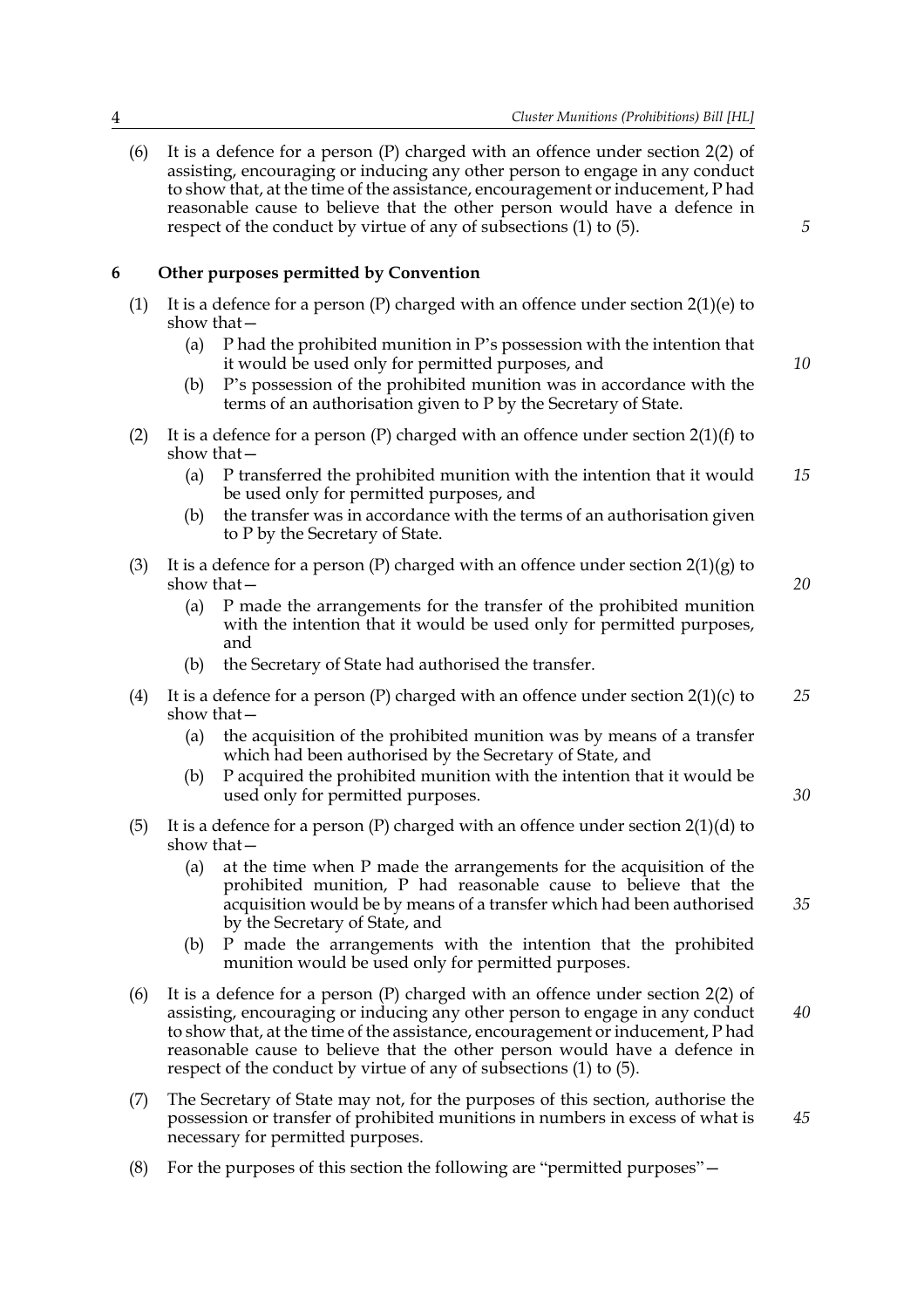(6) It is a defence for a person (P) charged with an offence under section 2(2) of assisting, encouraging or inducing any other person to engage in any conduct to show that, at the time of the assistance, encouragement or inducement, P had reasonable cause to believe that the other person would have a defence in respect of the conduct by virtue of any of subsections (1) to (5).

## 6 Other purposes permitted by Convention

(1) It is a defence for a person (P) charged with an offence under section 2(1)(e) to show that—

(a) P had the prohibited munition in P's possession with the intention that it would be used only for permitted purposes, and

(b) P's possession of the prohibited munition was in accordance with the terms of an authorisation given to P by the Secretary of State.

(2) It is a defence for a person (P) charged with an offence under section 2(1)(f) to show that—

(a) P transferred the prohibited munition with the intention that it would be used only for permitted purposes, and

(b) the transfer was in accordance with the terms of an authorisation given to P by the Secretary of State.

(3) It is a defence for a person (P) charged with an offence under section 2(1)(g) to show that—

(a) P made the arrangements for the transfer of the prohibited munition with the intention that it would be used only for permitted purposes, and

(b) the Secretary of State had authorised the transfer.

(4) It is a defence for a person (P) charged with an offence under section 2(1)(c) to show that—

(a) the acquisition of the prohibited munition was by means of a transfer which had been authorised by the Secretary of State, and

(b) P acquired the prohibited munition with the intention that it would be used only for permitted purposes.

(5) It is a defence for a person (P) charged with an offence under section 2(1)(d) to show that—

(a) at the time when P made the arrangements for the acquisition of the prohibited munition, P had reasonable cause to believe that the acquisition would be by means of a transfer which had been authorised by the Secretary of State, and

(b) P made the arrangements with the intention that the prohibited munition would be used only for permitted purposes.

(6) It is a defence for a person (P) charged with an offence under section 2(2) of assisting, encouraging or inducing any other person to engage in any conduct to show that, at the time of the assistance, encouragement or inducement, P had reasonable cause to believe that the other person would have a defence in respect of the conduct by virtue of any of subsections (1) to (5).

(7) The Secretary of State may not, for the purposes of this section, authorise the possession or transfer of prohibited munitions in numbers in excess of what is necessary for permitted purposes.

(8) For the purposes of this section the following are "permitted purposes"—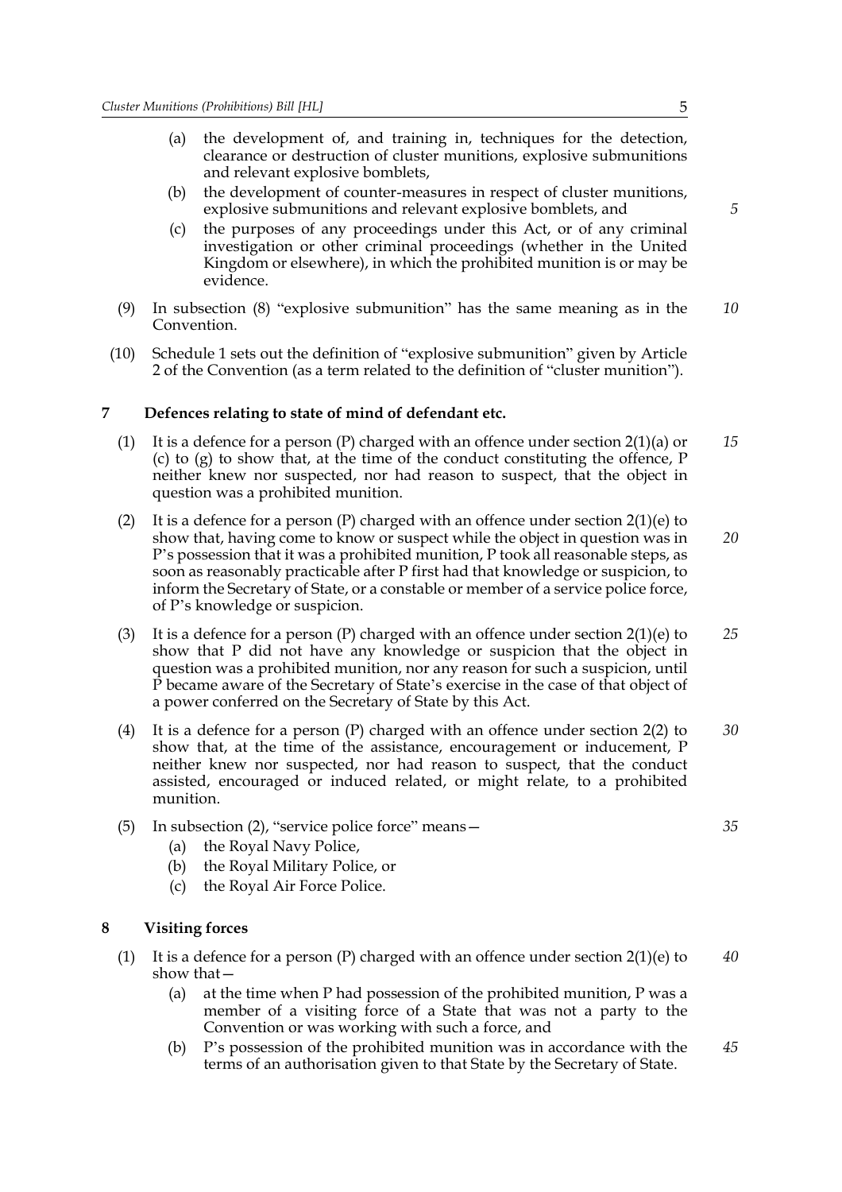(a) the development of, and training in, techniques for the detection, clearance or destruction of cluster munitions, explosive submunitions and relevant explosive bomblets,

(b) the development of counter-measures in respect of cluster munitions, explosive submunitions and relevant explosive bomblets, and

(c) the purposes of any proceedings under this Act, or of any criminal investigation or other criminal proceedings (whether in the United Kingdom or elsewhere), in which the prohibited munition is or may be evidence.

(9) In subsection (8) "explosive submunition" has the same meaning as in the Convention.

(10) Schedule 1 sets out the definition of "explosive submunition" given by Article 2 of the Convention (as a term related to the definition of "cluster munition").

### 7 Defences relating to state of mind of defendant etc.

(1) It is a defence for a person (P) charged with an offence under section 2(1)(a) or (c) to (g) to show that, at the time of the conduct constituting the offence, P neither knew nor suspected, nor had reason to suspect, that the object in question was a prohibited munition.

(2) It is a defence for a person (P) charged with an offence under section 2(1)(e) to show that, having come to know or suspect while the object in question was in P's possession that it was a prohibited munition, P took all reasonable steps, as soon as reasonably practicable after P first had that knowledge or suspicion, to inform the Secretary of State, or a constable or member of a service police force, of P's knowledge or suspicion.

(3) It is a defence for a person (P) charged with an offence under section 2(1)(e) to show that P did not have any knowledge or suspicion that the object in question was a prohibited munition, nor any reason for such a suspicion, until P became aware of the Secretary of State's exercise in the case of that object of a power conferred on the Secretary of State by this Act.

(4) It is a defence for a person (P) charged with an offence under section 2(2) to show that, at the time of the assistance, encouragement or inducement, P neither knew nor suspected, nor had reason to suspect, that the conduct assisted, encouraged or induced related, or might relate, to a prohibited munition.

(5) In subsection (2), "service police force" means—

(a) the Royal Navy Police,

(b) the Royal Military Police, or

(c) the Royal Air Force Police.

### 8 Visiting forces

(1) It is a defence for a person (P) charged with an offence under section 2(1)(e) to show that—

(a) at the time when P had possession of the prohibited munition, P was a member of a visiting force of a State that was not a party to the Convention or was working with such a force, and

(b) P's possession of the prohibited munition was in accordance with the terms of an authorisation given to that State by the Secretary of State.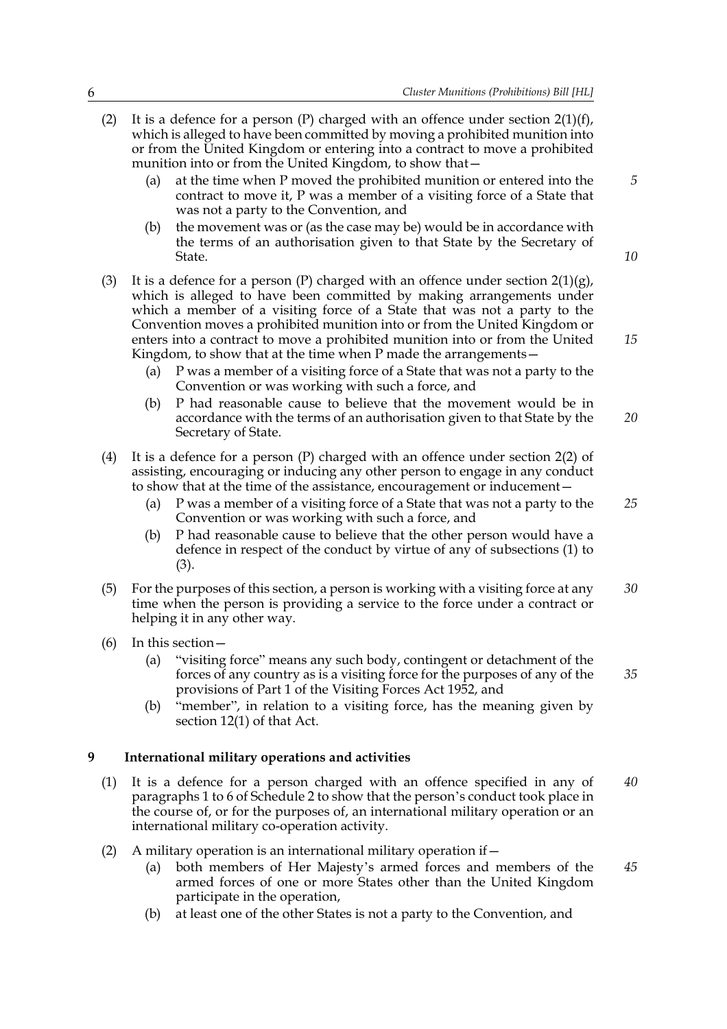(2) It is a defence for a person (P) charged with an offence under section 2(1)(f), which is alleged to have been committed by moving a prohibited munition into or from the United Kingdom or entering into a contract to move a prohibited munition into or from the United Kingdom, to show that—

   (a) at the time when P moved the prohibited munition or entered into the contract to move it, P was a member of a visiting force of a State that was not a party to the Convention, and

   (b) the movement was or (as the case may be) would be in accordance with the terms of an authorisation given to that State by the Secretary of State.

(3) It is a defence for a person (P) charged with an offence under section 2(1)(g), which is alleged to have been committed by making arrangements under which a member of a visiting force of a State that was not a party to the Convention moves a prohibited munition into or from the United Kingdom or enters into a contract to move a prohibited munition into or from the United Kingdom, to show that at the time when P made the arrangements—

   (a) P was a member of a visiting force of a State that was not a party to the Convention or was working with such a force, and

   (b) P had reasonable cause to believe that the movement would be in accordance with the terms of an authorisation given to that State by the Secretary of State.

(4) It is a defence for a person (P) charged with an offence under section 2(2) of assisting, encouraging or inducing any other person to engage in any conduct to show that at the time of the assistance, encouragement or inducement—

   (a) P was a member of a visiting force of a State that was not a party to the Convention or was working with such a force, and

   (b) P had reasonable cause to believe that the other person would have a defence in respect of the conduct by virtue of any of subsections (1) to (3).

(5) For the purposes of this section, a person is working with a visiting force at any time when the person is providing a service to the force under a contract or helping it in any other way.

(6) In this section—

   (a) "visiting force" means any such body, contingent or detachment of the forces of any country as is a visiting force for the purposes of any of the provisions of Part 1 of the Visiting Forces Act 1952, and

   (b) "member", in relation to a visiting force, has the meaning given by section 12(1) of that Act.

### 9 International military operations and activities

(1) It is a defence for a person charged with an offence specified in any of paragraphs 1 to 6 of Schedule 2 to show that the person's conduct took place in the course of, or for the purposes of, an international military operation or an international military co-operation activity.

(2) A military operation is an international military operation if—

   (a) both members of Her Majesty's armed forces and members of the armed forces of one or more States other than the United Kingdom participate in the operation,

   (b) at least one of the other States is not a party to the Convention, and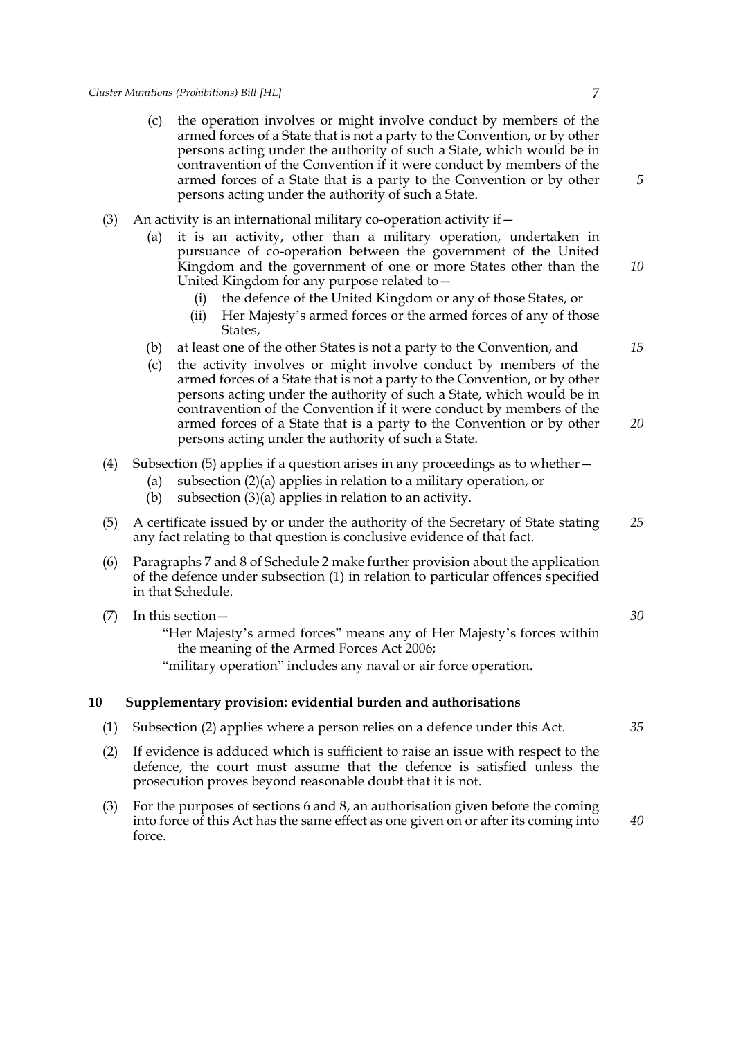(c) the operation involves or might involve conduct by members of the armed forces of a State that is not a party to the Convention, or by other persons acting under the authority of such a State, which would be in contravention of the Convention if it were conduct by members of the armed forces of a State that is a party to the Convention or by other persons acting under the authority of such a State.

(3) An activity is an international military co-operation activity if—

(a) it is an activity, other than a military operation, undertaken in pursuance of co-operation between the government of the United Kingdom and the government of one or more States other than the United Kingdom for any purpose related to—

(i) the defence of the United Kingdom or any of those States, or

(ii) Her Majesty's armed forces or the armed forces of any of those States,

(b) at least one of the other States is not a party to the Convention, and

(c) the activity involves or might involve conduct by members of the armed forces of a State that is not a party to the Convention, or by other persons acting under the authority of such a State, which would be in contravention of the Convention if it were conduct by members of the armed forces of a State that is a party to the Convention or by other persons acting under the authority of such a State.

(4) Subsection (5) applies if a question arises in any proceedings as to whether—

(a) subsection (2)(a) applies in relation to a military operation, or

(b) subsection (3)(a) applies in relation to an activity.

(5) A certificate issued by or under the authority of the Secretary of State stating any fact relating to that question is conclusive evidence of that fact.

(6) Paragraphs 7 and 8 of Schedule 2 make further provision about the application of the defence under subsection (1) in relation to particular offences specified in that Schedule.

(7) In this section—

"Her Majesty's armed forces" means any of Her Majesty's forces within the meaning of the Armed Forces Act 2006;

"military operation" includes any naval or air force operation.

### 10 Supplementary provision: evidential burden and authorisations

(1) Subsection (2) applies where a person relies on a defence under this Act.

(2) If evidence is adduced which is sufficient to raise an issue with respect to the defence, the court must assume that the defence is satisfied unless the prosecution proves beyond reasonable doubt that it is not.

(3) For the purposes of sections 6 and 8, an authorisation given before the coming into force of this Act has the same effect as one given on or after its coming into force.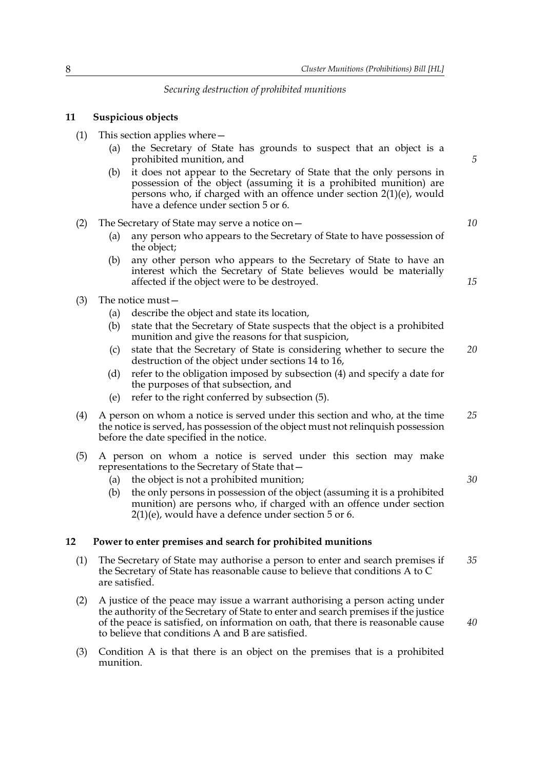*Securing destruction of prohibited munitions*

**11 Suspicious objects**

(1) This section applies where—

(a) the Secretary of State has grounds to suspect that an object is a prohibited munition, and

(b) it does not appear to the Secretary of State that the only persons in possession of the object (assuming it is a prohibited munition) are persons who, if charged with an offence under section 2(1)(e), would have a defence under section 5 or 6.

(2) The Secretary of State may serve a notice on—

(a) any person who appears to the Secretary of State to have possession of the object;

(b) any other person who appears to the Secretary of State to have an interest which the Secretary of State believes would be materially affected if the object were to be destroyed.

(3) The notice must—

(a) describe the object and state its location,

(b) state that the Secretary of State suspects that the object is a prohibited munition and give the reasons for that suspicion,

(c) state that the Secretary of State is considering whether to secure the destruction of the object under sections 14 to 16,

(d) refer to the obligation imposed by subsection (4) and specify a date for the purposes of that subsection, and

(e) refer to the right conferred by subsection (5).

(4) A person on whom a notice is served under this section and who, at the time the notice is served, has possession of the object must not relinquish possession before the date specified in the notice.

(5) A person on whom a notice is served under this section may make representations to the Secretary of State that—

(a) the object is not a prohibited munition;

(b) the only persons in possession of the object (assuming it is a prohibited munition) are persons who, if charged with an offence under section 2(1)(e), would have a defence under section 5 or 6.

**12 Power to enter premises and search for prohibited munitions**

(1) The Secretary of State may authorise a person to enter and search premises if the Secretary of State has reasonable cause to believe that conditions A to C are satisfied.

(2) A justice of the peace may issue a warrant authorising a person acting under the authority of the Secretary of State to enter and search premises if the justice of the peace is satisfied, on information on oath, that there is reasonable cause to believe that conditions A and B are satisfied.

(3) Condition A is that there is an object on the premises that is a prohibited munition.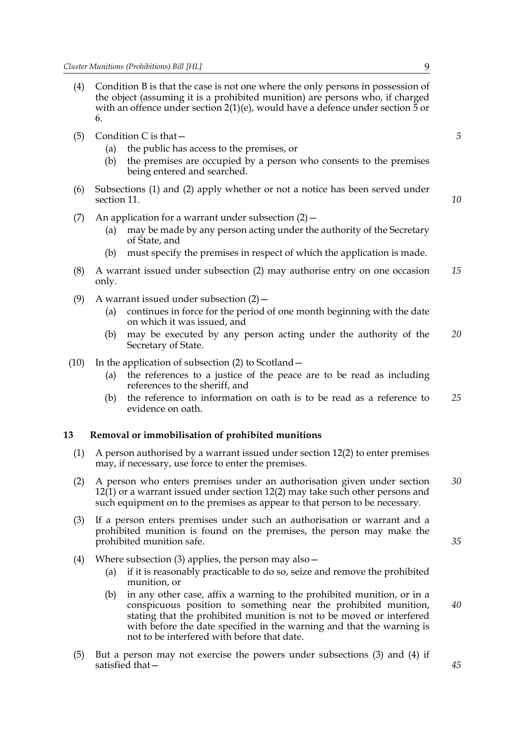(4) Condition B is that the case is not one where the only persons in possession of the object (assuming it is a prohibited munition) are persons who, if charged with an offence under section 2(1)(e), would have a defence under section 5 or 6.

(5) Condition C is that—

  (a) the public has access to the premises, or

  (b) the premises are occupied by a person who consents to the premises being entered and searched.

(6) Subsections (1) and (2) apply whether or not a notice has been served under section 11.

(7) An application for a warrant under subsection (2)—

  (a) may be made by any person acting under the authority of the Secretary of State, and

  (b) must specify the premises in respect of which the application is made.

(8) A warrant issued under subsection (2) may authorise entry on one occasion only.

(9) A warrant issued under subsection (2)—

  (a) continues in force for the period of one month beginning with the date on which it was issued, and

  (b) may be executed by any person acting under the authority of the Secretary of State.

(10) In the application of subsection (2) to Scotland—

  (a) the references to a justice of the peace are to be read as including references to the sheriff, and

  (b) the reference to information on oath is to be read as a reference to evidence on oath.

### 13 Removal or immobilisation of prohibited munitions

(1) A person authorised by a warrant issued under section 12(2) to enter premises may, if necessary, use force to enter the premises.

(2) A person who enters premises under an authorisation given under section 12(1) or a warrant issued under section 12(2) may take such other persons and such equipment on to the premises as appear to that person to be necessary.

(3) If a person enters premises under such an authorisation or warrant and a prohibited munition is found on the premises, the person may make the prohibited munition safe.

(4) Where subsection (3) applies, the person may also—

  (a) if it is reasonably practicable to do so, seize and remove the prohibited munition, or

  (b) in any other case, affix a warning to the prohibited munition, or in a conspicuous position to something near the prohibited munition, stating that the prohibited munition is not to be moved or interfered with before the date specified in the warning and that the warning is not to be interfered with before that date.

(5) But a person may not exercise the powers under subsections (3) and (4) if satisfied that—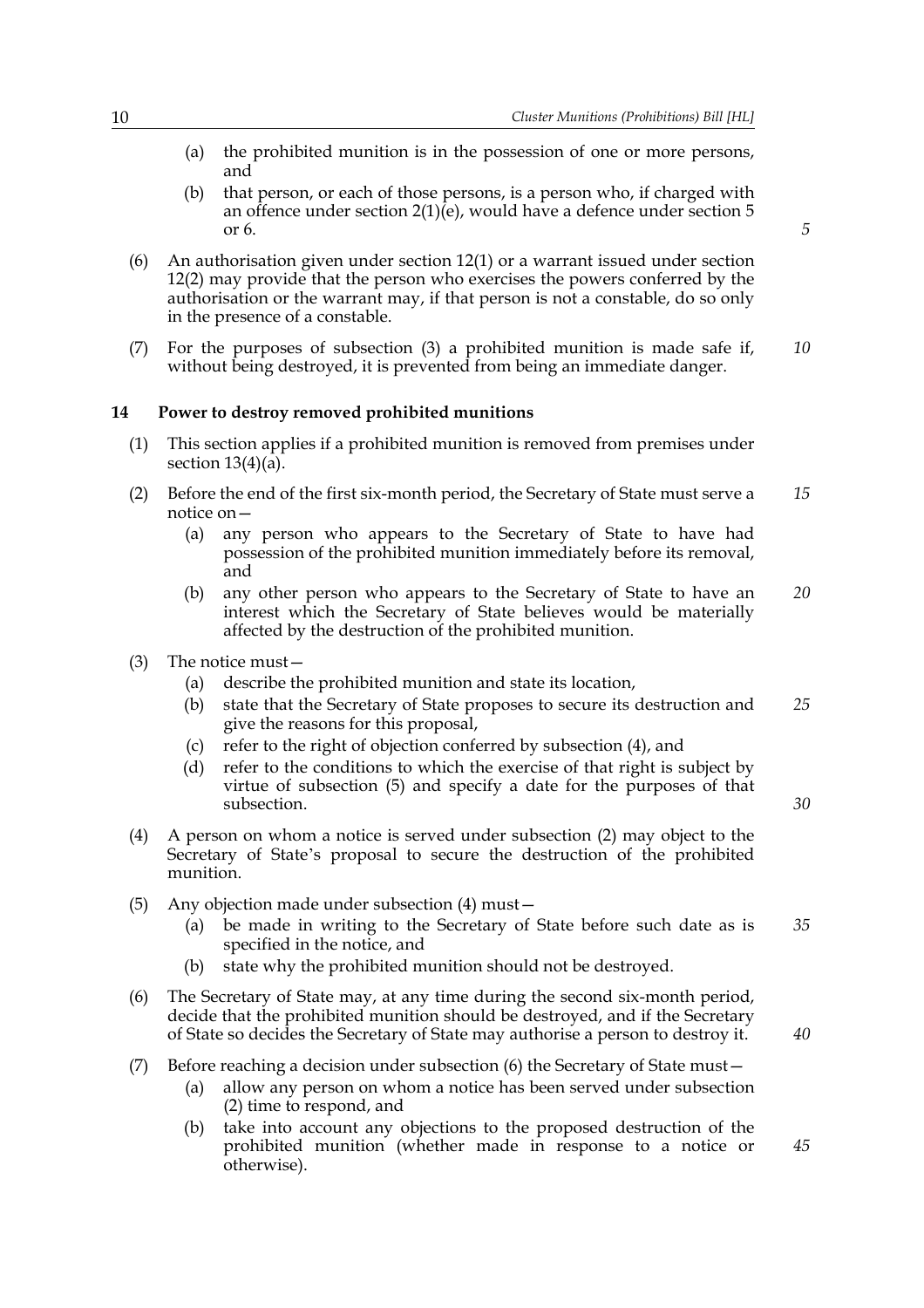(a) the prohibited munition is in the possession of one or more persons, and

(b) that person, or each of those persons, is a person who, if charged with an offence under section 2(1)(e), would have a defence under section 5 or 6.

(6) An authorisation given under section 12(1) or a warrant issued under section 12(2) may provide that the person who exercises the powers conferred by the authorisation or the warrant may, if that person is not a constable, do so only in the presence of a constable.

(7) For the purposes of subsection (3) a prohibited munition is made safe if, without being destroyed, it is prevented from being an immediate danger.

### 14 Power to destroy removed prohibited munitions

(1) This section applies if a prohibited munition is removed from premises under section 13(4)(a).

(2) Before the end of the first six-month period, the Secretary of State must serve a notice on—

(a) any person who appears to the Secretary of State to have had possession of the prohibited munition immediately before its removal, and

(b) any other person who appears to the Secretary of State to have an interest which the Secretary of State believes would be materially affected by the destruction of the prohibited munition.

(3) The notice must—

(a) describe the prohibited munition and state its location,

(b) state that the Secretary of State proposes to secure its destruction and give the reasons for this proposal,

(c) refer to the right of objection conferred by subsection (4), and

(d) refer to the conditions to which the exercise of that right is subject by virtue of subsection (5) and specify a date for the purposes of that subsection.

(4) A person on whom a notice is served under subsection (2) may object to the Secretary of State's proposal to secure the destruction of the prohibited munition.

(5) Any objection made under subsection (4) must—

(a) be made in writing to the Secretary of State before such date as is specified in the notice, and

(b) state why the prohibited munition should not be destroyed.

(6) The Secretary of State may, at any time during the second six-month period, decide that the prohibited munition should be destroyed, and if the Secretary of State so decides the Secretary of State may authorise a person to destroy it.

(7) Before reaching a decision under subsection (6) the Secretary of State must—

(a) allow any person on whom a notice has been served under subsection (2) time to respond, and

(b) take into account any objections to the proposed destruction of the prohibited munition (whether made in response to a notice or otherwise).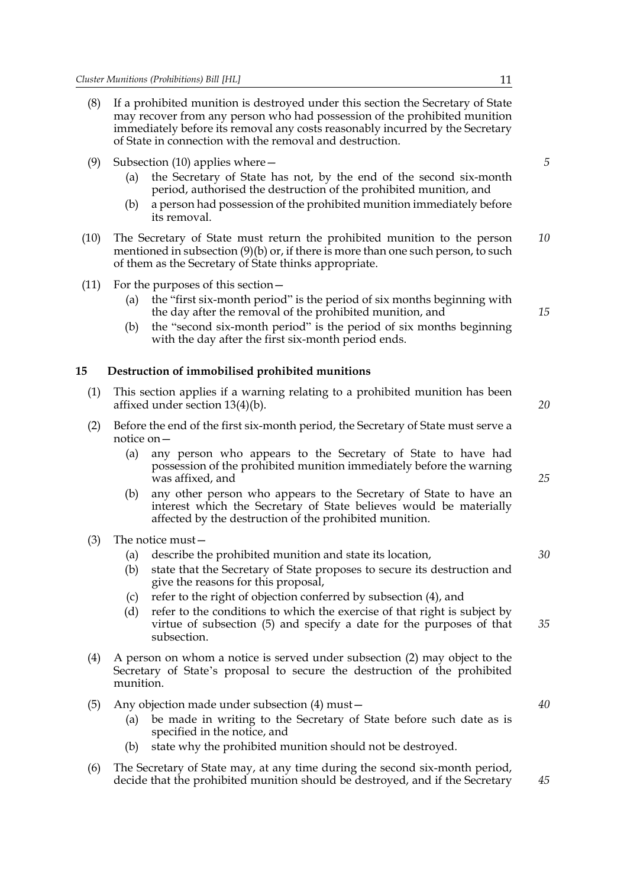(8) If a prohibited munition is destroyed under this section the Secretary of State may recover from any person who had possession of the prohibited munition immediately before its removal any costs reasonably incurred by the Secretary of State in connection with the removal and destruction.

(9) Subsection (10) applies where—

  (a) the Secretary of State has not, by the end of the second six-month period, authorised the destruction of the prohibited munition, and

  (b) a person had possession of the prohibited munition immediately before its removal.

(10) The Secretary of State must return the prohibited munition to the person mentioned in subsection (9)(b) or, if there is more than one such person, to such of them as the Secretary of State thinks appropriate.

(11) For the purposes of this section—

  (a) the "first six-month period" is the period of six months beginning with the day after the removal of the prohibited munition, and

  (b) the "second six-month period" is the period of six months beginning with the day after the first six-month period ends.

### 15 Destruction of immobilised prohibited munitions

(1) This section applies if a warning relating to a prohibited munition has been affixed under section 13(4)(b).

(2) Before the end of the first six-month period, the Secretary of State must serve a notice on—

  (a) any person who appears to the Secretary of State to have had possession of the prohibited munition immediately before the warning was affixed, and

  (b) any other person who appears to the Secretary of State to have an interest which the Secretary of State believes would be materially affected by the destruction of the prohibited munition.

(3) The notice must—

  (a) describe the prohibited munition and state its location,

  (b) state that the Secretary of State proposes to secure its destruction and give the reasons for this proposal,

  (c) refer to the right of objection conferred by subsection (4), and

  (d) refer to the conditions to which the exercise of that right is subject by virtue of subsection (5) and specify a date for the purposes of that subsection.

(4) A person on whom a notice is served under subsection (2) may object to the Secretary of State's proposal to secure the destruction of the prohibited munition.

(5) Any objection made under subsection (4) must—

  (a) be made in writing to the Secretary of State before such date as is specified in the notice, and

  (b) state why the prohibited munition should not be destroyed.

(6) The Secretary of State may, at any time during the second six-month period, decide that the prohibited munition should be destroyed, and if the Secretary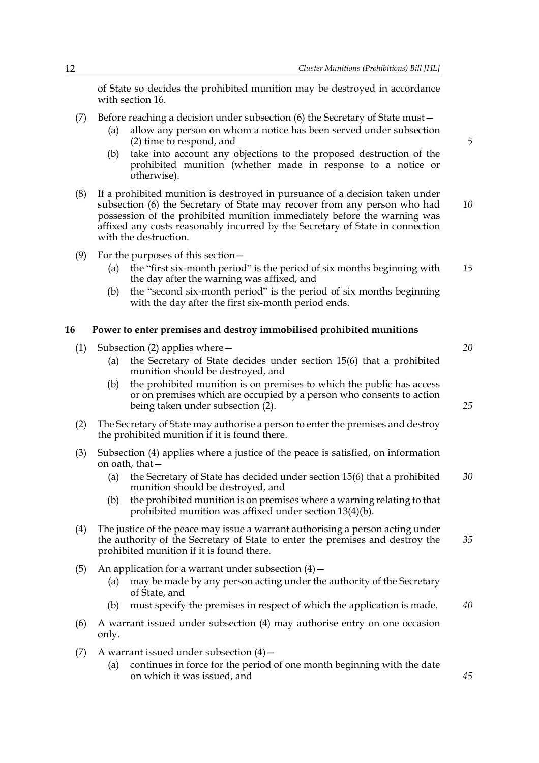of State so decides the prohibited munition may be destroyed in accordance with section 16.

(7) Before reaching a decision under subsection (6) the Secretary of State must—

(a) allow any person on whom a notice has been served under subsection (2) time to respond, and

(b) take into account any objections to the proposed destruction of the prohibited munition (whether made in response to a notice or otherwise).

(8) If a prohibited munition is destroyed in pursuance of a decision taken under subsection (6) the Secretary of State may recover from any person who had possession of the prohibited munition immediately before the warning was affixed any costs reasonably incurred by the Secretary of State in connection with the destruction.

(9) For the purposes of this section—

(a) the "first six-month period" is the period of six months beginning with the day after the warning was affixed, and

(b) the "second six-month period" is the period of six months beginning with the day after the first six-month period ends.

## 16 Power to enter premises and destroy immobilised prohibited munitions

(1) Subsection (2) applies where—

(a) the Secretary of State decides under section 15(6) that a prohibited munition should be destroyed, and

(b) the prohibited munition is on premises to which the public has access or on premises which are occupied by a person who consents to action being taken under subsection (2).

(2) The Secretary of State may authorise a person to enter the premises and destroy the prohibited munition if it is found there.

(3) Subsection (4) applies where a justice of the peace is satisfied, on information on oath, that—

(a) the Secretary of State has decided under section 15(6) that a prohibited munition should be destroyed, and

(b) the prohibited munition is on premises where a warning relating to that prohibited munition was affixed under section 13(4)(b).

(4) The justice of the peace may issue a warrant authorising a person acting under the authority of the Secretary of State to enter the premises and destroy the prohibited munition if it is found there.

(5) An application for a warrant under subsection (4)—

(a) may be made by any person acting under the authority of the Secretary of State, and

(b) must specify the premises in respect of which the application is made.

(6) A warrant issued under subsection (4) may authorise entry on one occasion only.

(7) A warrant issued under subsection (4)—

(a) continues in force for the period of one month beginning with the date on which it was issued, and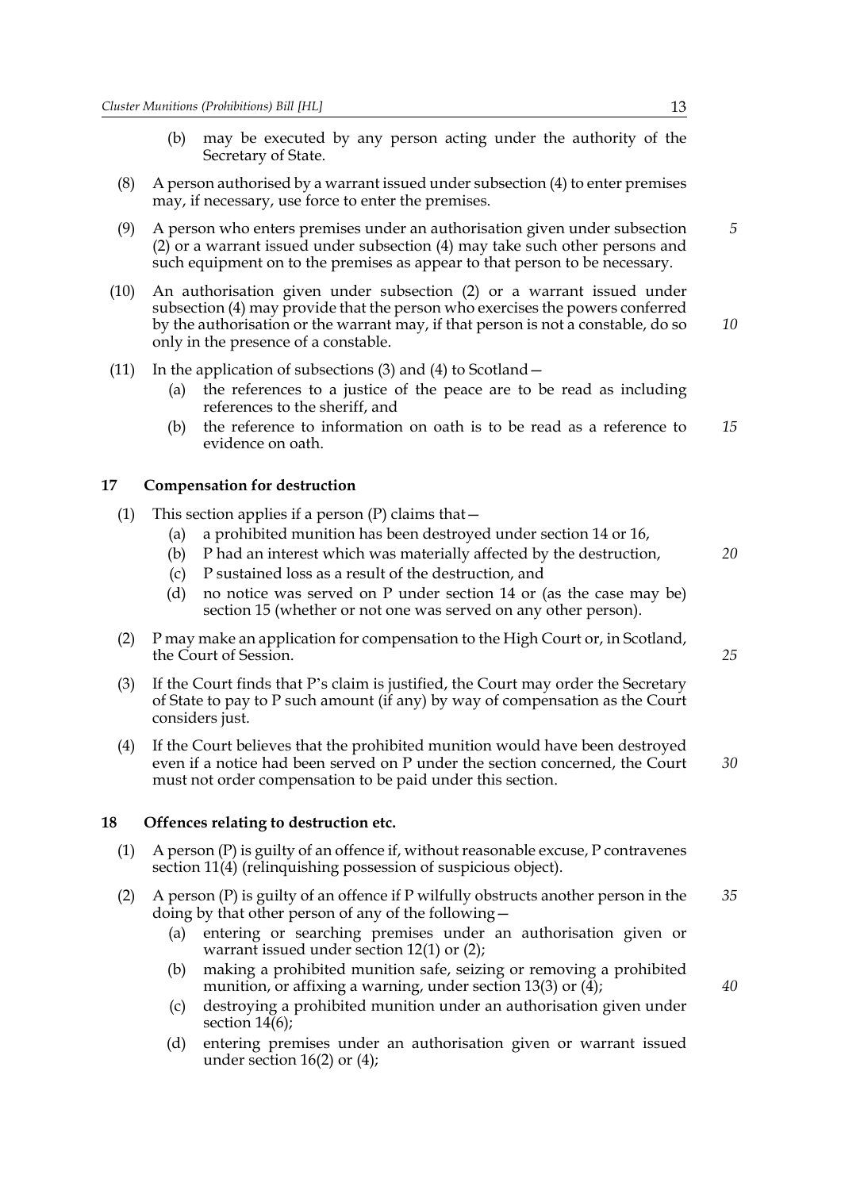(b) may be executed by any person acting under the authority of the Secretary of State.

(8) A person authorised by a warrant issued under subsection (4) to enter premises may, if necessary, use force to enter the premises.

(9) A person who enters premises under an authorisation given under subsection (2) or a warrant issued under subsection (4) may take such other persons and such equipment on to the premises as appear to that person to be necessary.

(10) An authorisation given under subsection (2) or a warrant issued under subsection (4) may provide that the person who exercises the powers conferred by the authorisation or the warrant may, if that person is not a constable, do so only in the presence of a constable.

(11) In the application of subsections (3) and (4) to Scotland—

(a) the references to a justice of the peace are to be read as including references to the sheriff, and

(b) the reference to information on oath is to be read as a reference to evidence on oath.

### 17 Compensation for destruction

(1) This section applies if a person (P) claims that—

(a) a prohibited munition has been destroyed under section 14 or 16,

(b) P had an interest which was materially affected by the destruction,

(c) P sustained loss as a result of the destruction, and

(d) no notice was served on P under section 14 or (as the case may be) section 15 (whether or not one was served on any other person).

(2) P may make an application for compensation to the High Court or, in Scotland, the Court of Session.

(3) If the Court finds that P's claim is justified, the Court may order the Secretary of State to pay to P such amount (if any) by way of compensation as the Court considers just.

(4) If the Court believes that the prohibited munition would have been destroyed even if a notice had been served on P under the section concerned, the Court must not order compensation to be paid under this section.

### 18 Offences relating to destruction etc.

(1) A person (P) is guilty of an offence if, without reasonable excuse, P contravenes section 11(4) (relinquishing possession of suspicious object).

(2) A person (P) is guilty of an offence if P wilfully obstructs another person in the doing by that other person of any of the following—

(a) entering or searching premises under an authorisation given or warrant issued under section 12(1) or (2);

(b) making a prohibited munition safe, seizing or removing a prohibited munition, or affixing a warning, under section 13(3) or (4);

(c) destroying a prohibited munition under an authorisation given under section 14(6);

(d) entering premises under an authorisation given or warrant issued under section 16(2) or (4);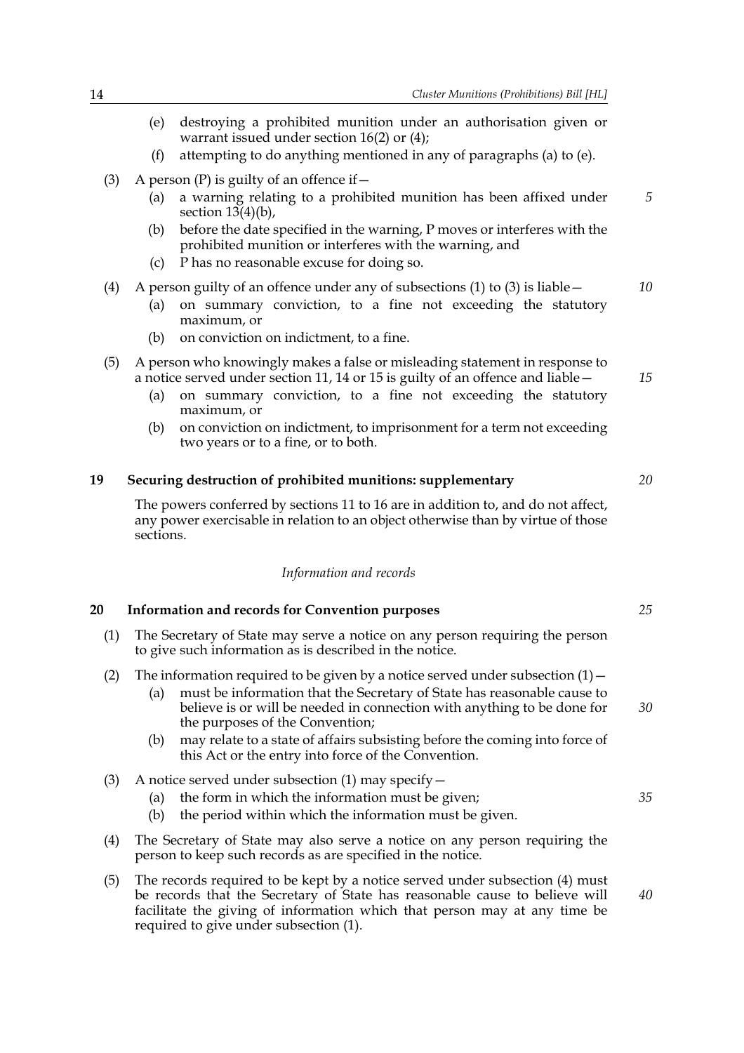(e) destroying a prohibited munition under an authorisation given or warrant issued under section 16(2) or (4);

(f) attempting to do anything mentioned in any of paragraphs (a) to (e).

(3) A person (P) is guilty of an offence if—

(a) a warning relating to a prohibited munition has been affixed under section 13(4)(b),

(b) before the date specified in the warning, P moves or interferes with the prohibited munition or interferes with the warning, and

(c) P has no reasonable excuse for doing so.

(4) A person guilty of an offence under any of subsections (1) to (3) is liable—

(a) on summary conviction, to a fine not exceeding the statutory maximum, or

(b) on conviction on indictment, to a fine.

(5) A person who knowingly makes a false or misleading statement in response to a notice served under section 11, 14 or 15 is guilty of an offence and liable—

(a) on summary conviction, to a fine not exceeding the statutory maximum, or

(b) on conviction on indictment, to imprisonment for a term not exceeding two years or to a fine, or to both.

## 19 Securing destruction of prohibited munitions: supplementary

The powers conferred by sections 11 to 16 are in addition to, and do not affect, any power exercisable in relation to an object otherwise than by virtue of those sections.

*Information and records*

## 20 Information and records for Convention purposes

(1) The Secretary of State may serve a notice on any person requiring the person to give such information as is described in the notice.

(2) The information required to be given by a notice served under subsection (1)—

(a) must be information that the Secretary of State has reasonable cause to believe is or will be needed in connection with anything to be done for the purposes of the Convention;

(b) may relate to a state of affairs subsisting before the coming into force of this Act or the entry into force of the Convention.

(3) A notice served under subsection (1) may specify—

(a) the form in which the information must be given;

(b) the period within which the information must be given.

(4) The Secretary of State may also serve a notice on any person requiring the person to keep such records as are specified in the notice.

(5) The records required to be kept by a notice served under subsection (4) must be records that the Secretary of State has reasonable cause to believe will facilitate the giving of information which that person may at any time be required to give under subsection (1).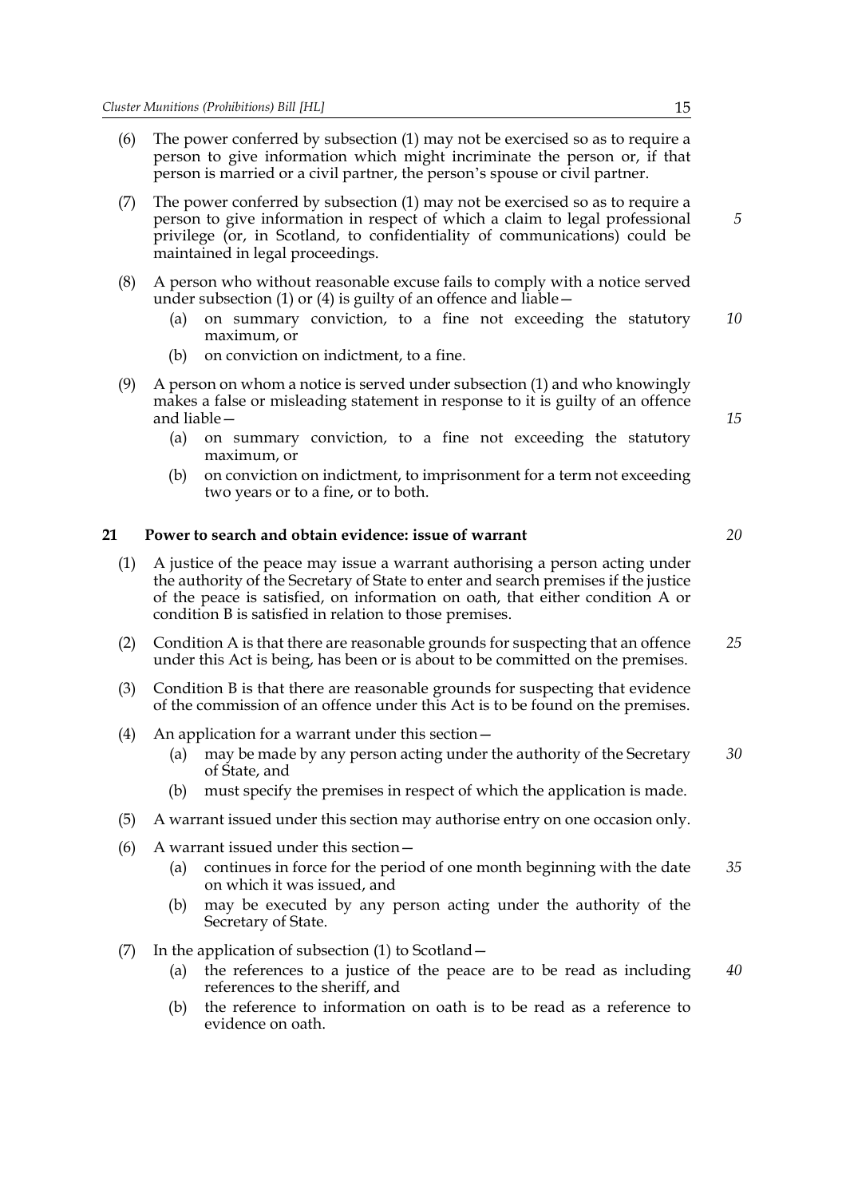(6) The power conferred by subsection (1) may not be exercised so as to require a person to give information which might incriminate the person or, if that person is married or a civil partner, the person's spouse or civil partner.

(7) The power conferred by subsection (1) may not be exercised so as to require a person to give information in respect of which a claim to legal professional privilege (or, in Scotland, to confidentiality of communications) could be maintained in legal proceedings.

(8) A person who without reasonable excuse fails to comply with a notice served under subsection (1) or (4) is guilty of an offence and liable—

- (a) on summary conviction, to a fine not exceeding the statutory maximum, or
- (b) on conviction on indictment, to a fine.

(9) A person on whom a notice is served under subsection (1) and who knowingly makes a false or misleading statement in response to it is guilty of an offence and liable—

- (a) on summary conviction, to a fine not exceeding the statutory maximum, or
- (b) on conviction on indictment, to imprisonment for a term not exceeding two years or to a fine, or to both.

## 21 Power to search and obtain evidence: issue of warrant

(1) A justice of the peace may issue a warrant authorising a person acting under the authority of the Secretary of State to enter and search premises if the justice of the peace is satisfied, on information on oath, that either condition A or condition B is satisfied in relation to those premises.

(2) Condition A is that there are reasonable grounds for suspecting that an offence under this Act is being, has been or is about to be committed on the premises.

(3) Condition B is that there are reasonable grounds for suspecting that evidence of the commission of an offence under this Act is to be found on the premises.

(4) An application for a warrant under this section—

- (a) may be made by any person acting under the authority of the Secretary of State, and
- (b) must specify the premises in respect of which the application is made.

(5) A warrant issued under this section may authorise entry on one occasion only.

(6) A warrant issued under this section—

- (a) continues in force for the period of one month beginning with the date on which it was issued, and
- (b) may be executed by any person acting under the authority of the Secretary of State.

(7) In the application of subsection (1) to Scotland—

- (a) the references to a justice of the peace are to be read as including references to the sheriff, and
- (b) the reference to information on oath is to be read as a reference to evidence on oath.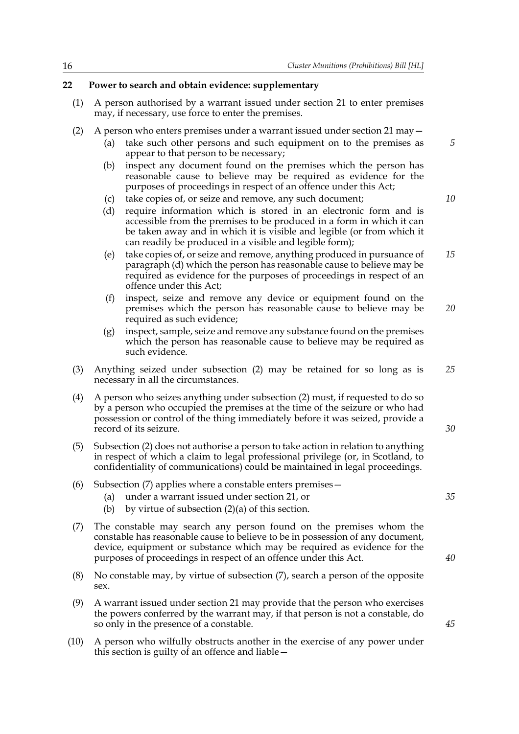## 22 Power to search and obtain evidence: supplementary

(1) A person authorised by a warrant issued under section 21 to enter premises may, if necessary, use force to enter the premises.

(2) A person who enters premises under a warrant issued under section 21 may—

(a) take such other persons and such equipment on to the premises as appear to that person to be necessary;

(b) inspect any document found on the premises which the person has reasonable cause to believe may be required as evidence for the purposes of proceedings in respect of an offence under this Act;

(c) take copies of, or seize and remove, any such document;

(d) require information which is stored in an electronic form and is accessible from the premises to be produced in a form in which it can be taken away and in which it is visible and legible (or from which it can readily be produced in a visible and legible form);

(e) take copies of, or seize and remove, anything produced in pursuance of paragraph (d) which the person has reasonable cause to believe may be required as evidence for the purposes of proceedings in respect of an offence under this Act;

(f) inspect, seize and remove any device or equipment found on the premises which the person has reasonable cause to believe may be required as such evidence;

(g) inspect, sample, seize and remove any substance found on the premises which the person has reasonable cause to believe may be required as such evidence.

(3) Anything seized under subsection (2) may be retained for so long as is necessary in all the circumstances.

(4) A person who seizes anything under subsection (2) must, if requested to do so by a person who occupied the premises at the time of the seizure or who had possession or control of the thing immediately before it was seized, provide a record of its seizure.

(5) Subsection (2) does not authorise a person to take action in relation to anything in respect of which a claim to legal professional privilege (or, in Scotland, to confidentiality of communications) could be maintained in legal proceedings.

(6) Subsection (7) applies where a constable enters premises—

(a) under a warrant issued under section 21, or

(b) by virtue of subsection (2)(a) of this section.

(7) The constable may search any person found on the premises whom the constable has reasonable cause to believe to be in possession of any document, device, equipment or substance which may be required as evidence for the purposes of proceedings in respect of an offence under this Act.

(8) No constable may, by virtue of subsection (7), search a person of the opposite sex.

(9) A warrant issued under section 21 may provide that the person who exercises the powers conferred by the warrant may, if that person is not a constable, do so only in the presence of a constable.

(10) A person who wilfully obstructs another in the exercise of any power under this section is guilty of an offence and liable—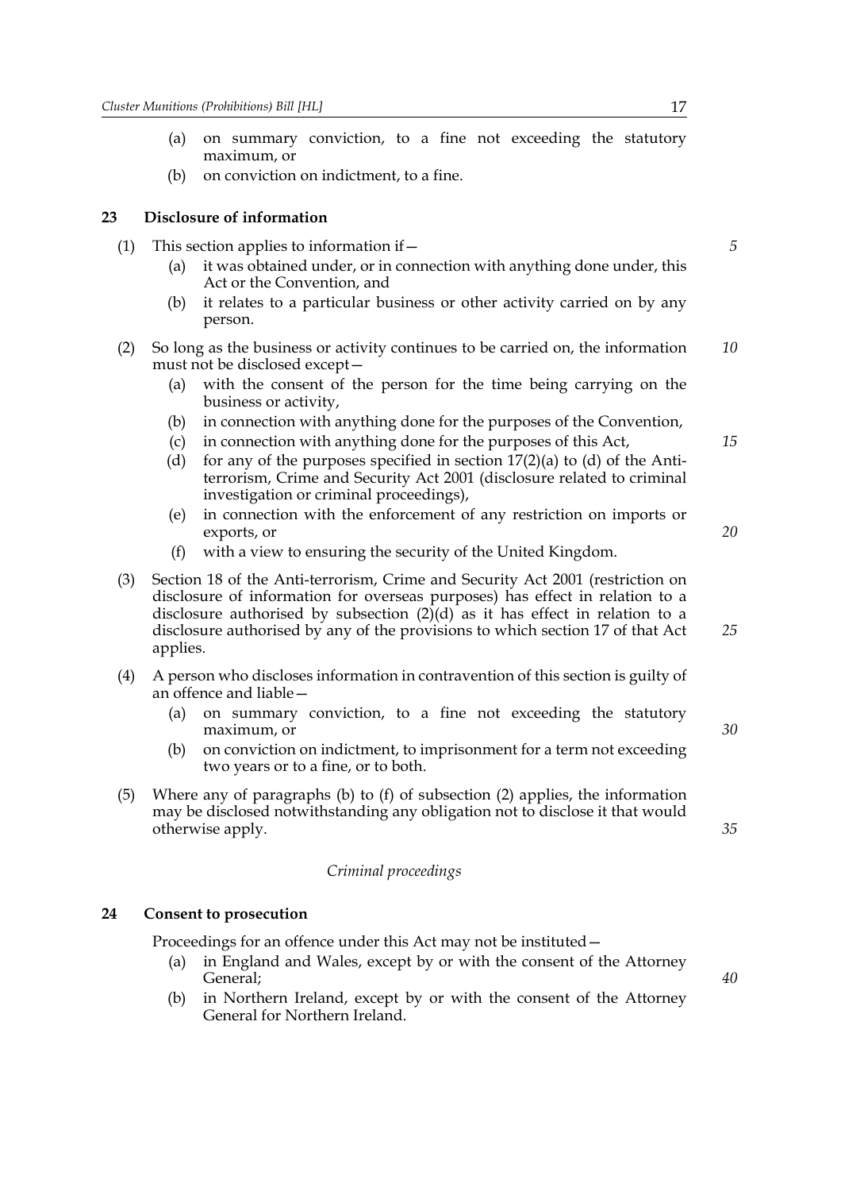(a) on summary conviction, to a fine not exceeding the statutory maximum, or

(b) on conviction on indictment, to a fine.

## 23 Disclosure of information

(1) This section applies to information if—

(a) it was obtained under, or in connection with anything done under, this Act or the Convention, and

(b) it relates to a particular business or other activity carried on by any person.

(2) So long as the business or activity continues to be carried on, the information must not be disclosed except—

(a) with the consent of the person for the time being carrying on the business or activity,

(b) in connection with anything done for the purposes of the Convention,

(c) in connection with anything done for the purposes of this Act,

(d) for any of the purposes specified in section 17(2)(a) to (d) of the Anti-terrorism, Crime and Security Act 2001 (disclosure related to criminal investigation or criminal proceedings),

(e) in connection with the enforcement of any restriction on imports or exports, or

(f) with a view to ensuring the security of the United Kingdom.

(3) Section 18 of the Anti-terrorism, Crime and Security Act 2001 (restriction on disclosure of information for overseas purposes) has effect in relation to a disclosure authorised by subsection (2)(d) as it has effect in relation to a disclosure authorised by any of the provisions to which section 17 of that Act applies.

(4) A person who discloses information in contravention of this section is guilty of an offence and liable—

(a) on summary conviction, to a fine not exceeding the statutory maximum, or

(b) on conviction on indictment, to imprisonment for a term not exceeding two years or to a fine, or to both.

(5) Where any of paragraphs (b) to (f) of subsection (2) applies, the information may be disclosed notwithstanding any obligation not to disclose it that would otherwise apply.

*Criminal proceedings*

## 24 Consent to prosecution

Proceedings for an offence under this Act may not be instituted—

(a) in England and Wales, except by or with the consent of the Attorney General;

(b) in Northern Ireland, except by or with the consent of the Attorney General for Northern Ireland.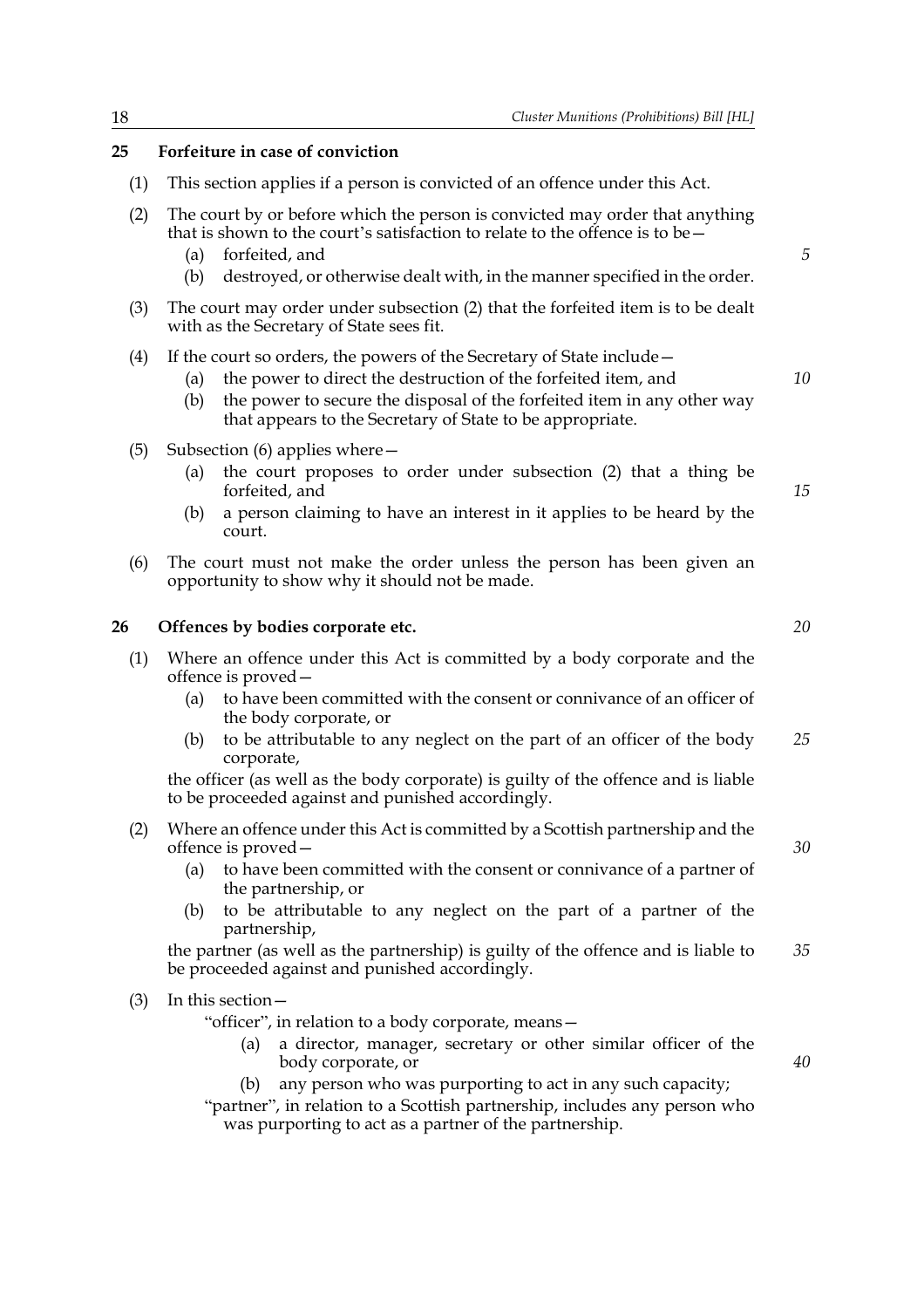## 25 Forfeiture in case of conviction

(1) This section applies if a person is convicted of an offence under this Act.

(2) The court by or before which the person is convicted may order that anything that is shown to the court's satisfaction to relate to the offence is to be—

- (a) forfeited, and
- (b) destroyed, or otherwise dealt with, in the manner specified in the order.

(3) The court may order under subsection (2) that the forfeited item is to be dealt with as the Secretary of State sees fit.

(4) If the court so orders, the powers of the Secretary of State include—

- (a) the power to direct the destruction of the forfeited item, and
- (b) the power to secure the disposal of the forfeited item in any other way that appears to the Secretary of State to be appropriate.

(5) Subsection (6) applies where—

- (a) the court proposes to order under subsection (2) that a thing be forfeited, and
- (b) a person claiming to have an interest in it applies to be heard by the court.

(6) The court must not make the order unless the person has been given an opportunity to show why it should not be made.

## 26 Offences by bodies corporate etc.

(1) Where an offence under this Act is committed by a body corporate and the offence is proved—

- (a) to have been committed with the consent or connivance of an officer of the body corporate, or
- (b) to be attributable to any neglect on the part of an officer of the body corporate,

the officer (as well as the body corporate) is guilty of the offence and is liable to be proceeded against and punished accordingly.

(2) Where an offence under this Act is committed by a Scottish partnership and the offence is proved—

- (a) to have been committed with the consent or connivance of a partner of the partnership, or
- (b) to be attributable to any neglect on the part of a partner of the partnership,

the partner (as well as the partnership) is guilty of the offence and is liable to be proceeded against and punished accordingly.

(3) In this section—

"officer", in relation to a body corporate, means—

- (a) a director, manager, secretary or other similar officer of the body corporate, or
- (b) any person who was purporting to act in any such capacity;

"partner", in relation to a Scottish partnership, includes any person who was purporting to act as a partner of the partnership.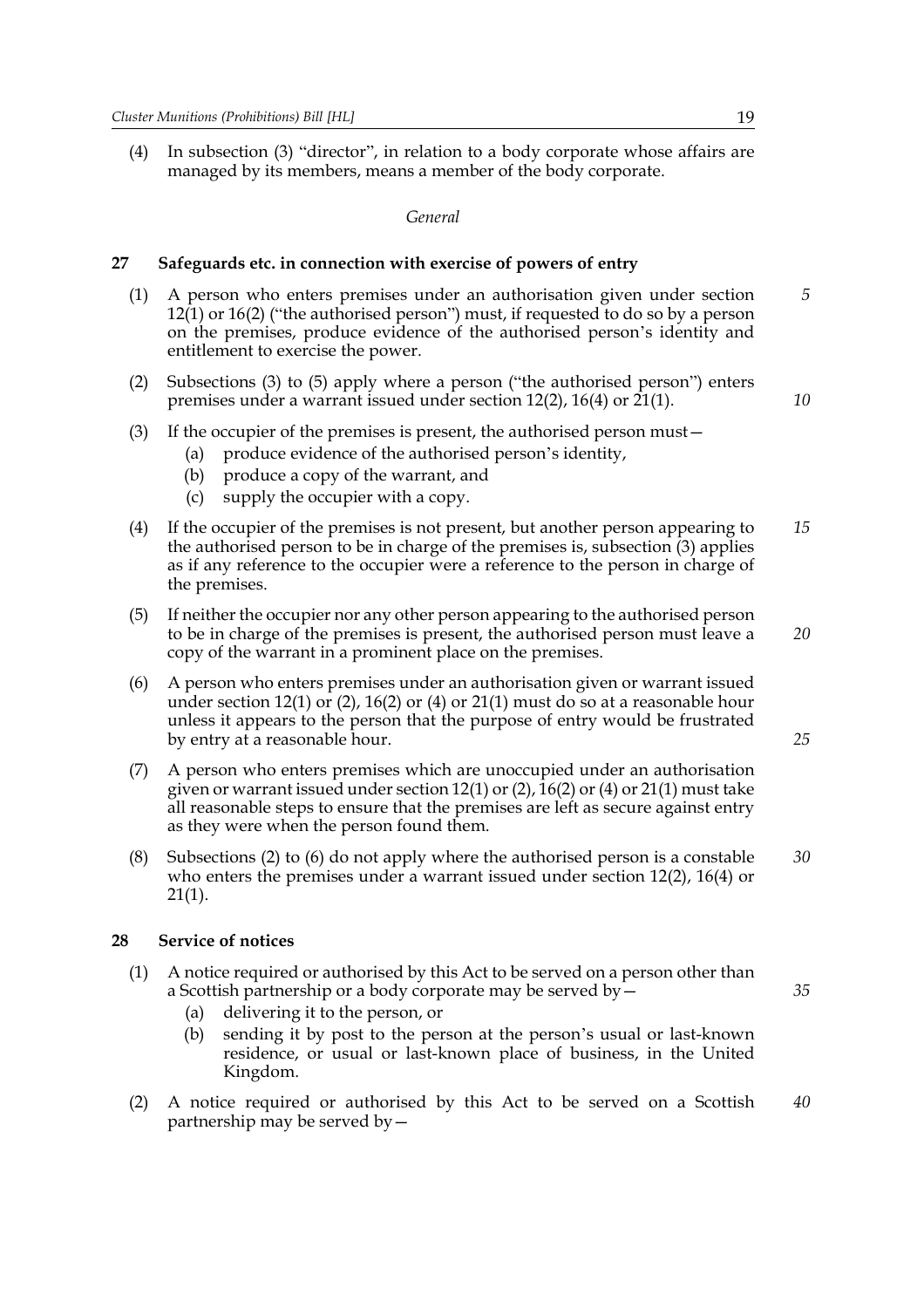(4) In subsection (3) "director", in relation to a body corporate whose affairs are managed by its members, means a member of the body corporate.

*General*

## 27 Safeguards etc. in connection with exercise of powers of entry

(1) A person who enters premises under an authorisation given under section 12(1) or 16(2) ("the authorised person") must, if requested to do so by a person on the premises, produce evidence of the authorised person's identity and entitlement to exercise the power.

(2) Subsections (3) to (5) apply where a person ("the authorised person") enters premises under a warrant issued under section 12(2), 16(4) or 21(1).

(3) If the occupier of the premises is present, the authorised person must—
   - (a) produce evidence of the authorised person's identity,
   - (b) produce a copy of the warrant, and
   - (c) supply the occupier with a copy.

(4) If the occupier of the premises is not present, but another person appearing to the authorised person to be in charge of the premises is, subsection (3) applies as if any reference to the occupier were a reference to the person in charge of the premises.

(5) If neither the occupier nor any other person appearing to the authorised person to be in charge of the premises is present, the authorised person must leave a copy of the warrant in a prominent place on the premises.

(6) A person who enters premises under an authorisation given or warrant issued under section 12(1) or (2), 16(2) or (4) or 21(1) must do so at a reasonable hour unless it appears to the person that the purpose of entry would be frustrated by entry at a reasonable hour.

(7) A person who enters premises which are unoccupied under an authorisation given or warrant issued under section 12(1) or (2), 16(2) or (4) or 21(1) must take all reasonable steps to ensure that the premises are left as secure against entry as they were when the person found them.

(8) Subsections (2) to (6) do not apply where the authorised person is a constable who enters the premises under a warrant issued under section 12(2), 16(4) or 21(1).

## 28 Service of notices

(1) A notice required or authorised by this Act to be served on a person other than a Scottish partnership or a body corporate may be served by—
   - (a) delivering it to the person, or
   - (b) sending it by post to the person at the person's usual or last-known residence, or usual or last-known place of business, in the United Kingdom.

(2) A notice required or authorised by this Act to be served on a Scottish partnership may be served by—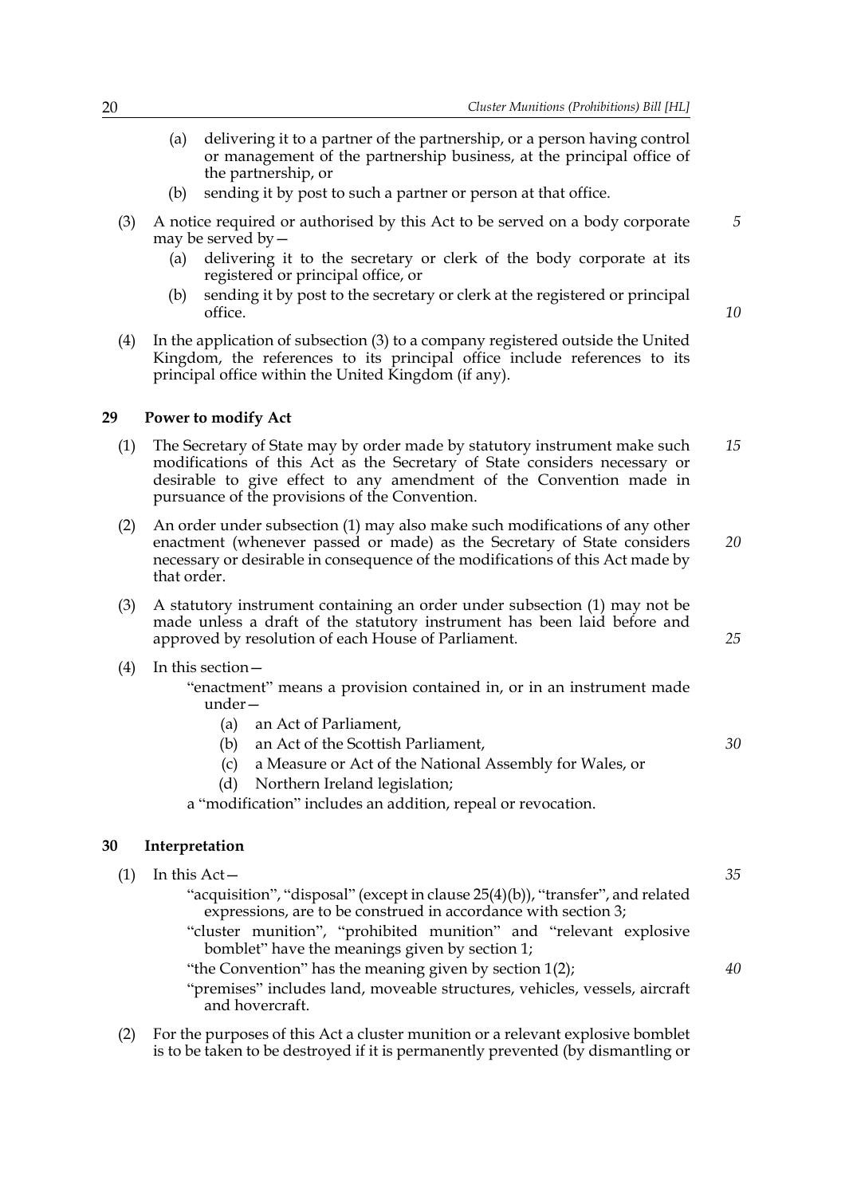(a) delivering it to a partner of the partnership, or a person having control or management of the partnership business, at the principal office of the partnership, or

(b) sending it by post to such a partner or person at that office.

(3) A notice required or authorised by this Act to be served on a body corporate may be served by—

(a) delivering it to the secretary or clerk of the body corporate at its registered or principal office, or

(b) sending it by post to the secretary or clerk at the registered or principal office.

(4) In the application of subsection (3) to a company registered outside the United Kingdom, the references to its principal office include references to its principal office within the United Kingdom (if any).

## 29 Power to modify Act

(1) The Secretary of State may by order made by statutory instrument make such modifications of this Act as the Secretary of State considers necessary or desirable to give effect to any amendment of the Convention made in pursuance of the provisions of the Convention.

(2) An order under subsection (1) may also make such modifications of any other enactment (whenever passed or made) as the Secretary of State considers necessary or desirable in consequence of the modifications of this Act made by that order.

(3) A statutory instrument containing an order under subsection (1) may not be made unless a draft of the statutory instrument has been laid before and approved by resolution of each House of Parliament.

(4) In this section—

"enactment" means a provision contained in, or in an instrument made under—

(a) an Act of Parliament,

(b) an Act of the Scottish Parliament,

(c) a Measure or Act of the National Assembly for Wales, or

(d) Northern Ireland legislation;

a "modification" includes an addition, repeal or revocation.

## 30 Interpretation

(1) In this Act—

"acquisition", "disposal" (except in clause 25(4)(b)), "transfer", and related expressions, are to be construed in accordance with section 3;

"cluster munition", "prohibited munition" and "relevant explosive bomblet" have the meanings given by section 1;

"the Convention" has the meaning given by section 1(2);

"premises" includes land, moveable structures, vehicles, vessels, aircraft and hovercraft.

(2) For the purposes of this Act a cluster munition or a relevant explosive bomblet is to be taken to be destroyed if it is permanently prevented (by dismantling or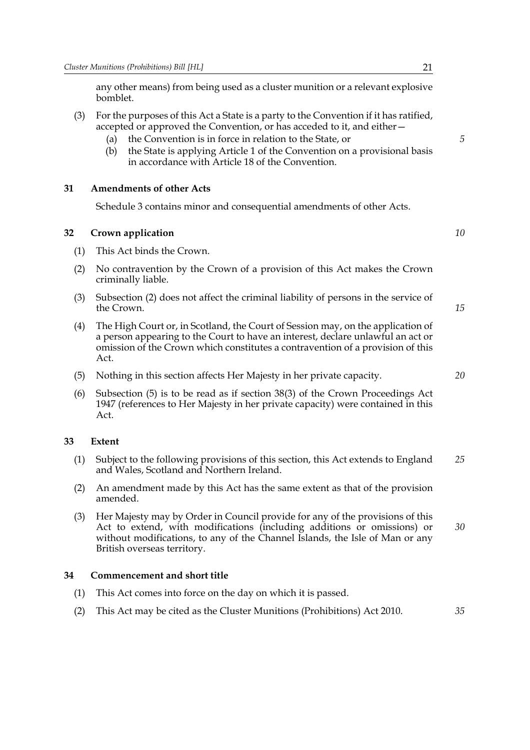any other means) from being used as a cluster munition or a relevant explosive bomblet.

(3) For the purposes of this Act a State is a party to the Convention if it has ratified, accepted or approved the Convention, or has acceded to it, and either—

- (a) the Convention is in force in relation to the State, or
- (b) the State is applying Article 1 of the Convention on a provisional basis in accordance with Article 18 of the Convention.

### 31 Amendments of other Acts

Schedule 3 contains minor and consequential amendments of other Acts.

### 32 Crown application

(1) This Act binds the Crown.

(2) No contravention by the Crown of a provision of this Act makes the Crown criminally liable.

(3) Subsection (2) does not affect the criminal liability of persons in the service of the Crown.

(4) The High Court or, in Scotland, the Court of Session may, on the application of a person appearing to the Court to have an interest, declare unlawful an act or omission of the Crown which constitutes a contravention of a provision of this Act.

(5) Nothing in this section affects Her Majesty in her private capacity.

(6) Subsection (5) is to be read as if section 38(3) of the Crown Proceedings Act 1947 (references to Her Majesty in her private capacity) were contained in this Act.

### 33 Extent

(1) Subject to the following provisions of this section, this Act extends to England and Wales, Scotland and Northern Ireland.

(2) An amendment made by this Act has the same extent as that of the provision amended.

(3) Her Majesty may by Order in Council provide for any of the provisions of this Act to extend, with modifications (including additions or omissions) or without modifications, to any of the Channel Islands, the Isle of Man or any British overseas territory.

### 34 Commencement and short title

(1) This Act comes into force on the day on which it is passed.

(2) This Act may be cited as the Cluster Munitions (Prohibitions) Act 2010.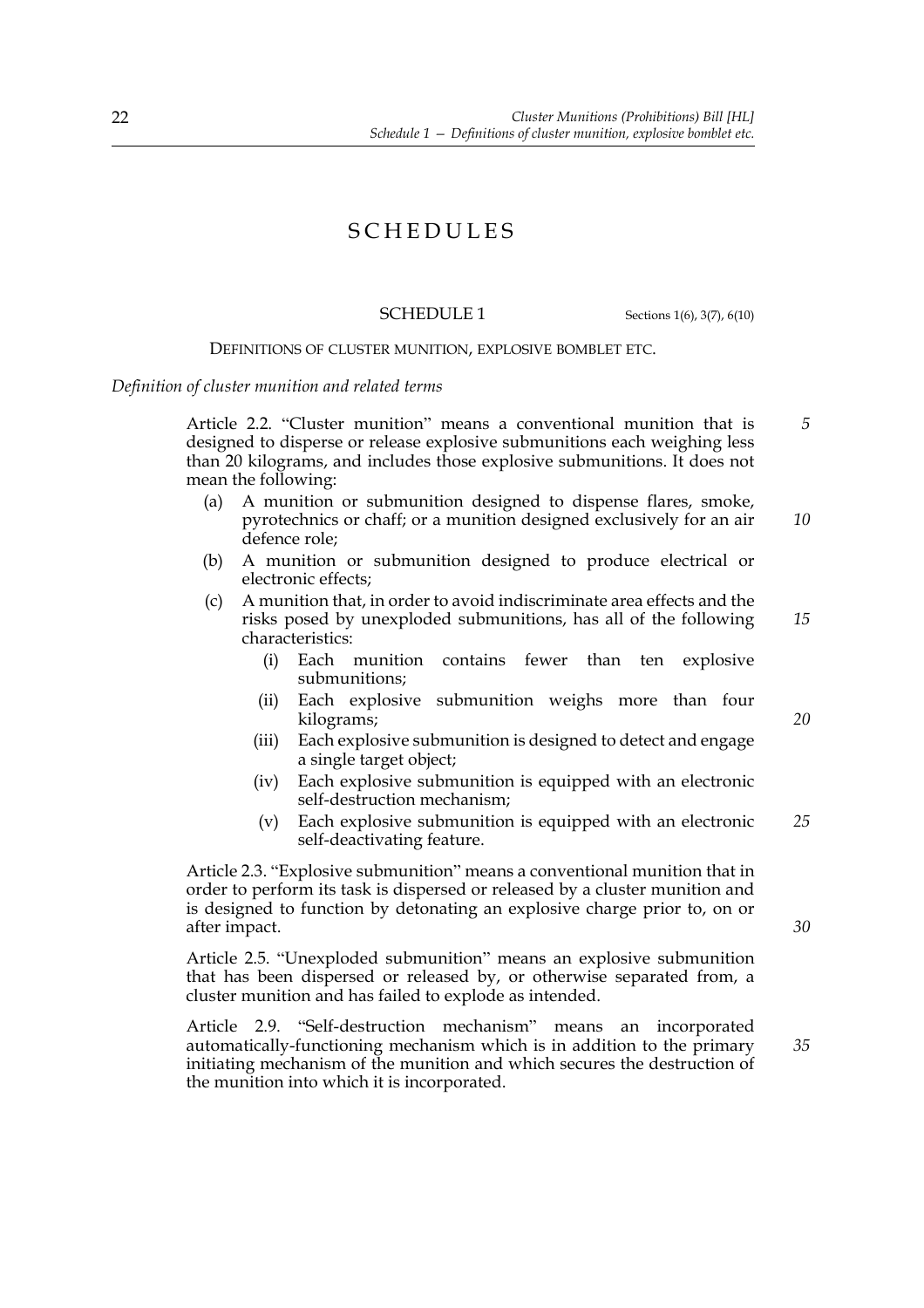# SCHEDULES

## SCHEDULE 1

Sections 1(6), 3(7), 6(10)

### DEFINITIONS OF CLUSTER MUNITION, EXPLOSIVE BOMBLET ETC.

*Definition of cluster munition and related terms*

Article 2.2. "Cluster munition" means a conventional munition that is designed to disperse or release explosive submunitions each weighing less than 20 kilograms, and includes those explosive submunitions. It does not mean the following:

- (a) A munition or submunition designed to dispense flares, smoke, pyrotechnics or chaff; or a munition designed exclusively for an air defence role;
- (b) A munition or submunition designed to produce electrical or electronic effects;
- (c) A munition that, in order to avoid indiscriminate area effects and the risks posed by unexploded submunitions, has all of the following characteristics:
  - (i) Each munition contains fewer than ten explosive submunitions;
  - (ii) Each explosive submunition weighs more than four kilograms;
  - (iii) Each explosive submunition is designed to detect and engage a single target object;
  - (iv) Each explosive submunition is equipped with an electronic self-destruction mechanism;
  - (v) Each explosive submunition is equipped with an electronic self-deactivating feature.

Article 2.3. "Explosive submunition" means a conventional munition that in order to perform its task is dispersed or released by a cluster munition and is designed to function by detonating an explosive charge prior to, on or after impact.

Article 2.5. "Unexploded submunition" means an explosive submunition that has been dispersed or released by, or otherwise separated from, a cluster munition and has failed to explode as intended.

Article 2.9. "Self-destruction mechanism" means an incorporated automatically-functioning mechanism which is in addition to the primary initiating mechanism of the munition and which secures the destruction of the munition into which it is incorporated.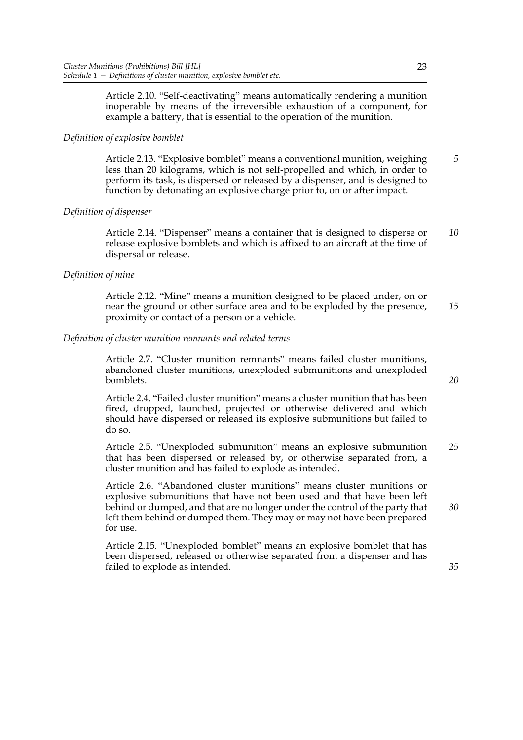Article 2.10. “Self-deactivating” means automatically rendering a munition inoperable by means of the irreversible exhaustion of a component, for example a battery, that is essential to the operation of the munition.

*Definition of explosive bomblet*

Article 2.13. “Explosive bomblet” means a conventional munition, weighing less than 20 kilograms, which is not self-propelled and which, in order to perform its task, is dispersed or released by a dispenser, and is designed to function by detonating an explosive charge prior to, on or after impact.

*Definition of dispenser*

Article 2.14. “Dispenser” means a container that is designed to disperse or release explosive bomblets and which is affixed to an aircraft at the time of dispersal or release.

*Definition of mine*

Article 2.12. “Mine” means a munition designed to be placed under, on or near the ground or other surface area and to be exploded by the presence, proximity or contact of a person or a vehicle.

*Definition of cluster munition remnants and related terms*

Article 2.7. “Cluster munition remnants” means failed cluster munitions, abandoned cluster munitions, unexploded submunitions and unexploded bomblets.

Article 2.4. “Failed cluster munition” means a cluster munition that has been fired, dropped, launched, projected or otherwise delivered and which should have dispersed or released its explosive submunitions but failed to do so.

Article 2.5. “Unexploded submunition” means an explosive submunition that has been dispersed or released by, or otherwise separated from, a cluster munition and has failed to explode as intended.

Article 2.6. “Abandoned cluster munitions” means cluster munitions or explosive submunitions that have not been used and that have been left behind or dumped, and that are no longer under the control of the party that left them behind or dumped them. They may or may not have been prepared for use.

Article 2.15. “Unexploded bomblet” means an explosive bomblet that has been dispersed, released or otherwise separated from a dispenser and has failed to explode as intended.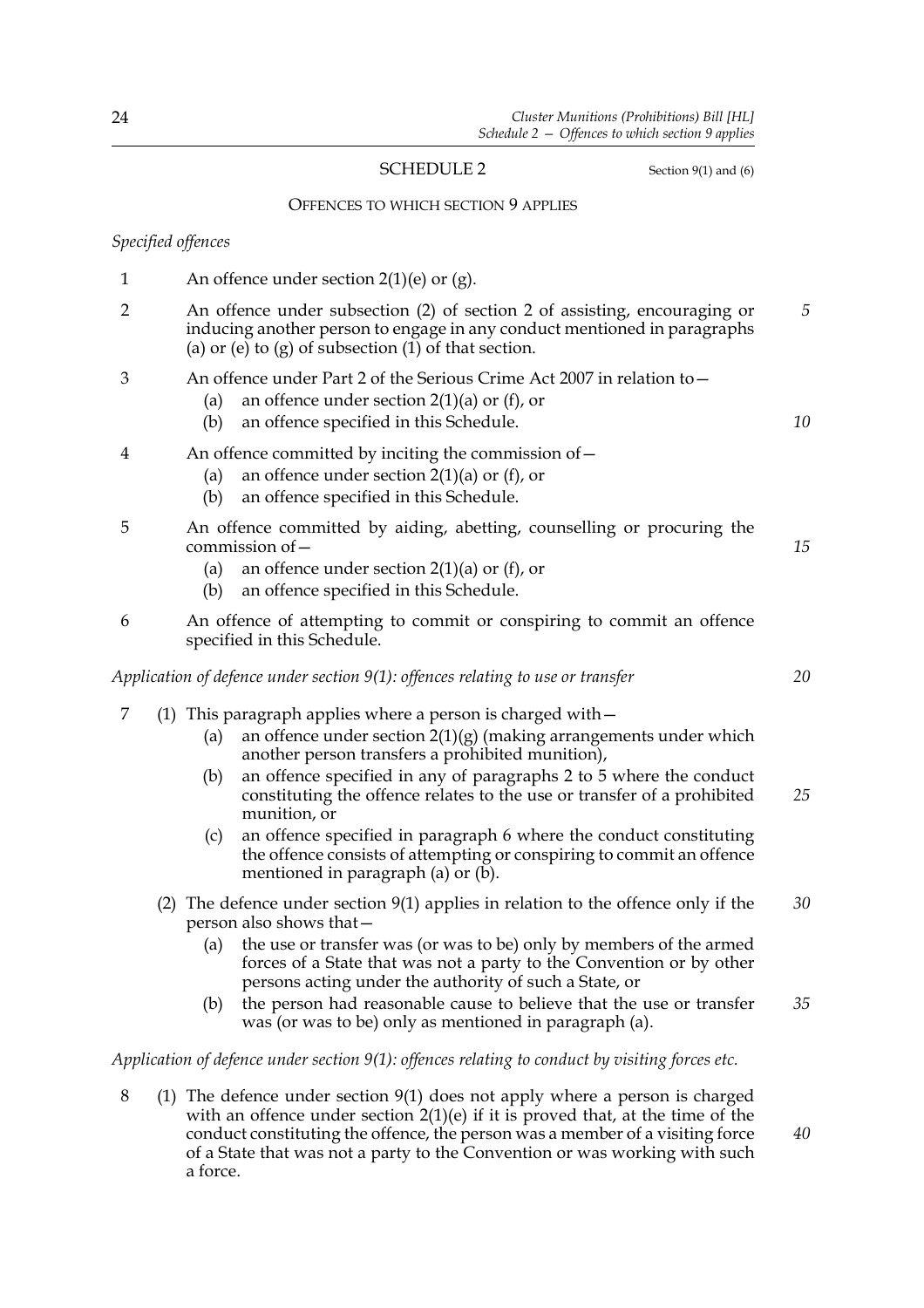## SCHEDULE 2

Section 9(1) and (6)

### OFFENCES TO WHICH SECTION 9 APPLIES

*Specified offences*

1 An offence under section 2(1)(e) or (g).

2 An offence under subsection (2) of section 2 of assisting, encouraging or inducing another person to engage in any conduct mentioned in paragraphs (a) or (e) to (g) of subsection (1) of that section.

3 An offence under Part 2 of the Serious Crime Act 2007 in relation to—

- (a) an offence under section 2(1)(a) or (f), or
- (b) an offence specified in this Schedule.

4 An offence committed by inciting the commission of—

- (a) an offence under section 2(1)(a) or (f), or
- (b) an offence specified in this Schedule.

5 An offence committed by aiding, abetting, counselling or procuring the commission of—

- (a) an offence under section 2(1)(a) or (f), or
- (b) an offence specified in this Schedule.

6 An offence of attempting to commit or conspiring to commit an offence specified in this Schedule.

*Application of defence under section 9(1): offences relating to use or transfer*

7 (1) This paragraph applies where a person is charged with—

- (a) an offence under section 2(1)(g) (making arrangements under which another person transfers a prohibited munition),
- (b) an offence specified in any of paragraphs 2 to 5 where the conduct constituting the offence relates to the use or transfer of a prohibited munition, or
- (c) an offence specified in paragraph 6 where the conduct constituting the offence consists of attempting or conspiring to commit an offence mentioned in paragraph (a) or (b).

(2) The defence under section 9(1) applies in relation to the offence only if the person also shows that—

- (a) the use or transfer was (or was to be) only by members of the armed forces of a State that was not a party to the Convention or by other persons acting under the authority of such a State, or
- (b) the person had reasonable cause to believe that the use or transfer was (or was to be) only as mentioned in paragraph (a).

*Application of defence under section 9(1): offences relating to conduct by visiting forces etc.*

8 (1) The defence under section 9(1) does not apply where a person is charged with an offence under section 2(1)(e) if it is proved that, at the time of the conduct constituting the offence, the person was a member of a visiting force of a State that was not a party to the Convention or was working with such a force.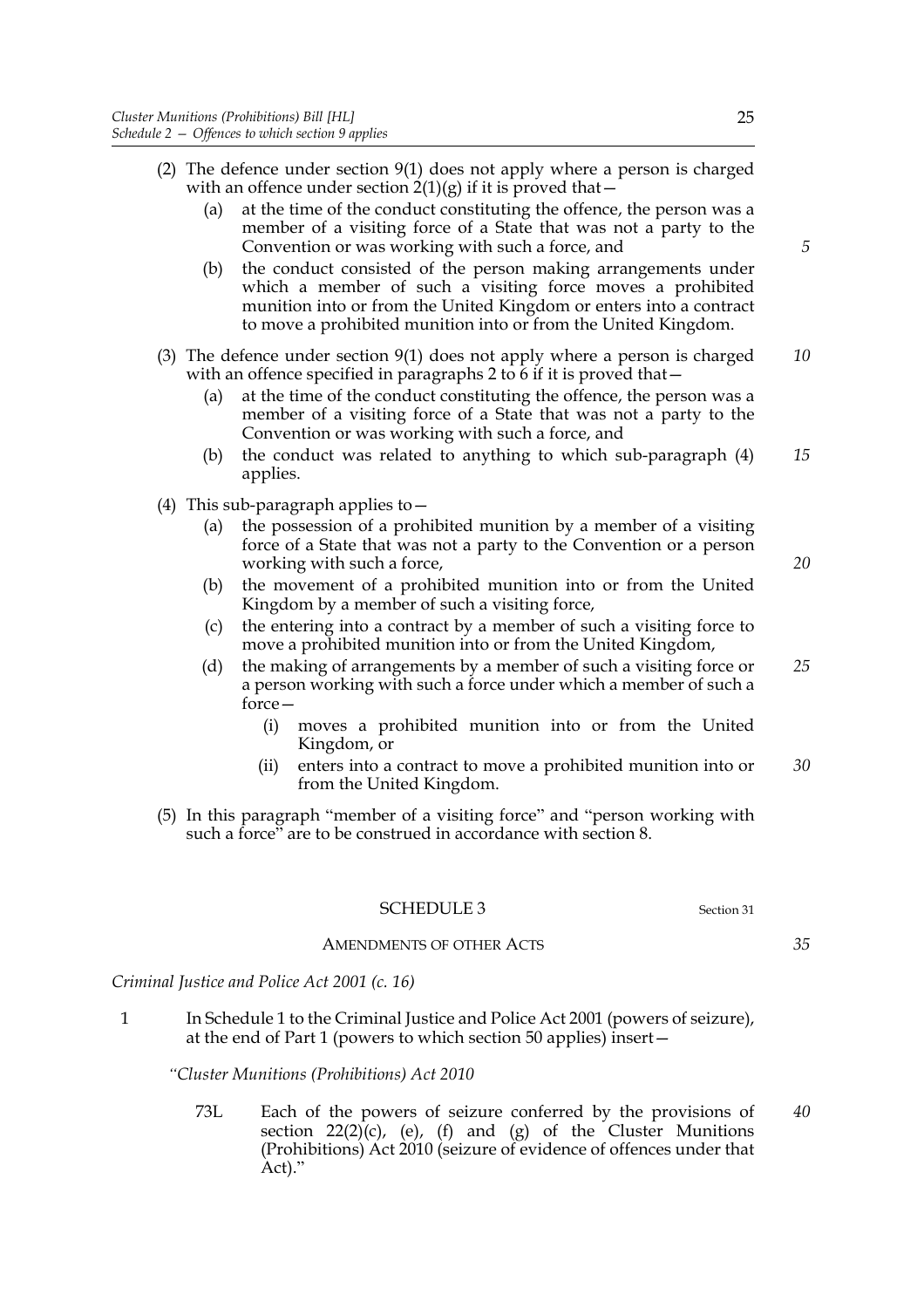(2) The defence under section 9(1) does not apply where a person is charged with an offence under section 2(1)(g) if it is proved that—

  (a) at the time of the conduct constituting the offence, the person was a member of a visiting force of a State that was not a party to the Convention or was working with such a force, and

  (b) the conduct consisted of the person making arrangements under which a member of such a visiting force moves a prohibited munition into or from the United Kingdom or enters into a contract to move a prohibited munition into or from the United Kingdom.

(3) The defence under section 9(1) does not apply where a person is charged with an offence specified in paragraphs 2 to 6 if it is proved that—

  (a) at the time of the conduct constituting the offence, the person was a member of a visiting force of a State that was not a party to the Convention or was working with such a force, and

  (b) the conduct was related to anything to which sub-paragraph (4) applies.

(4) This sub-paragraph applies to—

  (a) the possession of a prohibited munition by a member of a visiting force of a State that was not a party to the Convention or a person working with such a force,

  (b) the movement of a prohibited munition into or from the United Kingdom by a member of such a visiting force,

  (c) the entering into a contract by a member of such a visiting force to move a prohibited munition into or from the United Kingdom,

  (d) the making of arrangements by a member of such a visiting force or a person working with such a force under which a member of such a force—

    (i) moves a prohibited munition into or from the United Kingdom, or

    (ii) enters into a contract to move a prohibited munition into or from the United Kingdom.

(5) In this paragraph "member of a visiting force" and "person working with such a force" are to be construed in accordance with section 8.

## SCHEDULE 3

Section 31

AMENDMENTS OF OTHER ACTS

*Criminal Justice and Police Act 2001 (c. 16)*

1 In Schedule 1 to the Criminal Justice and Police Act 2001 (powers of seizure), at the end of Part 1 (powers to which section 50 applies) insert—

*"Cluster Munitions (Prohibitions) Act 2010*

73L Each of the powers of seizure conferred by the provisions of section 22(2)(c), (e), (f) and (g) of the Cluster Munitions (Prohibitions) Act 2010 (seizure of evidence of offences under that Act)."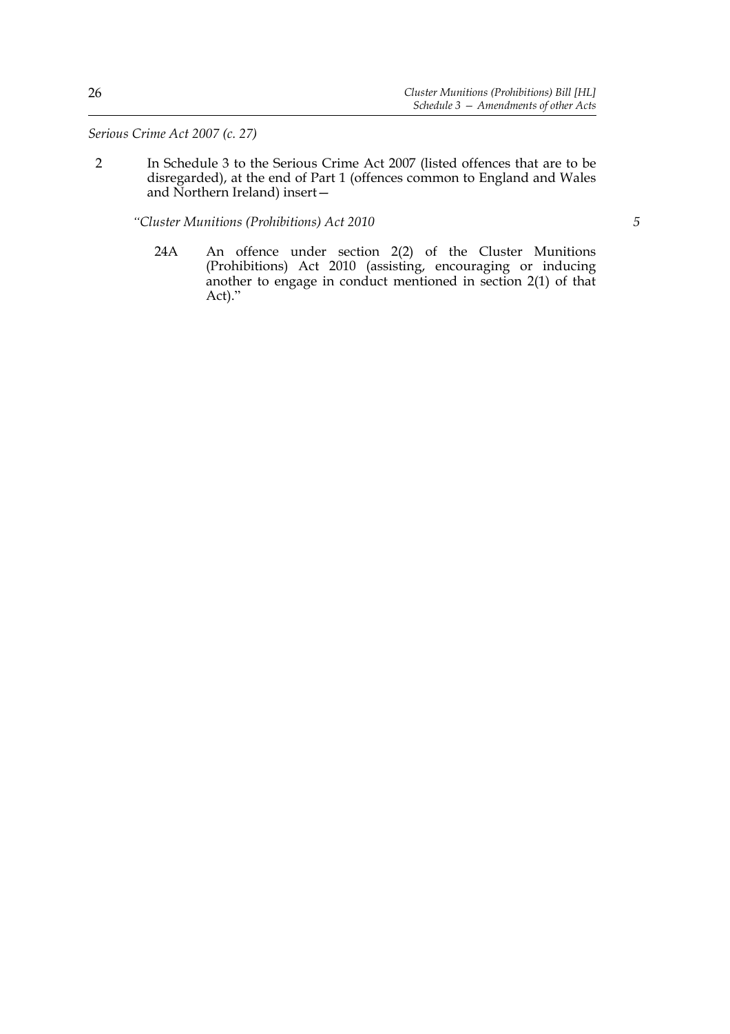*Serious Crime Act 2007 (c. 27)*

2 In Schedule 3 to the Serious Crime Act 2007 (listed offences that are to be disregarded), at the end of Part 1 (offences common to England and Wales and Northern Ireland) insert—

*"Cluster Munitions (Prohibitions) Act 2010*

24A An offence under section 2(2) of the Cluster Munitions (Prohibitions) Act 2010 (assisting, encouraging or inducing another to engage in conduct mentioned in section 2(1) of that Act)."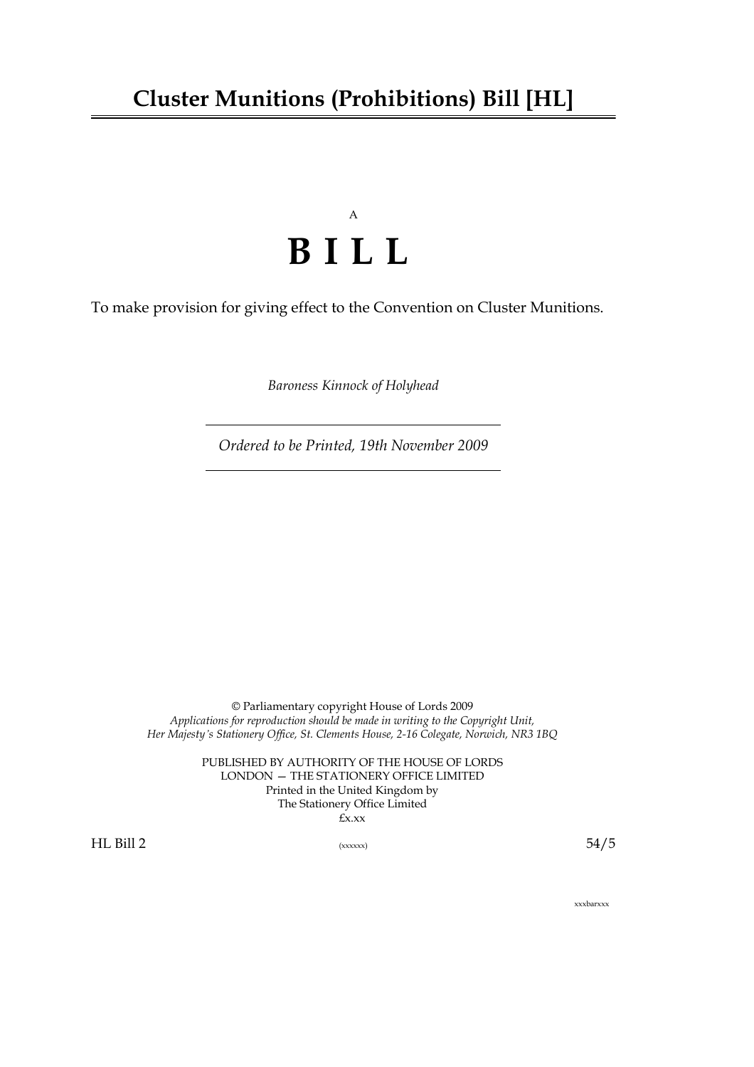# Cluster Munitions (Prohibitions) Bill [HL]

A

# B I L L

To make provision for giving effect to the Convention on Cluster Munitions.

*Baroness Kinnock of Holyhead*

*Ordered to be Printed, 19th November 2009*

© Parliamentary copyright House of Lords 2009
*Applications for reproduction should be made in writing to the Copyright Unit, Her Majesty's Stationery Office, St. Clements House, 2-16 Colegate, Norwich, NR3 1BQ*

PUBLISHED BY AUTHORITY OF THE HOUSE OF LORDS
LONDON — THE STATIONERY OFFICE LIMITED
Printed in the United Kingdom by
The Stationery Office Limited
£x.xx

HL Bill 2 (xxxxxx) 54/5

xxxbarxxx